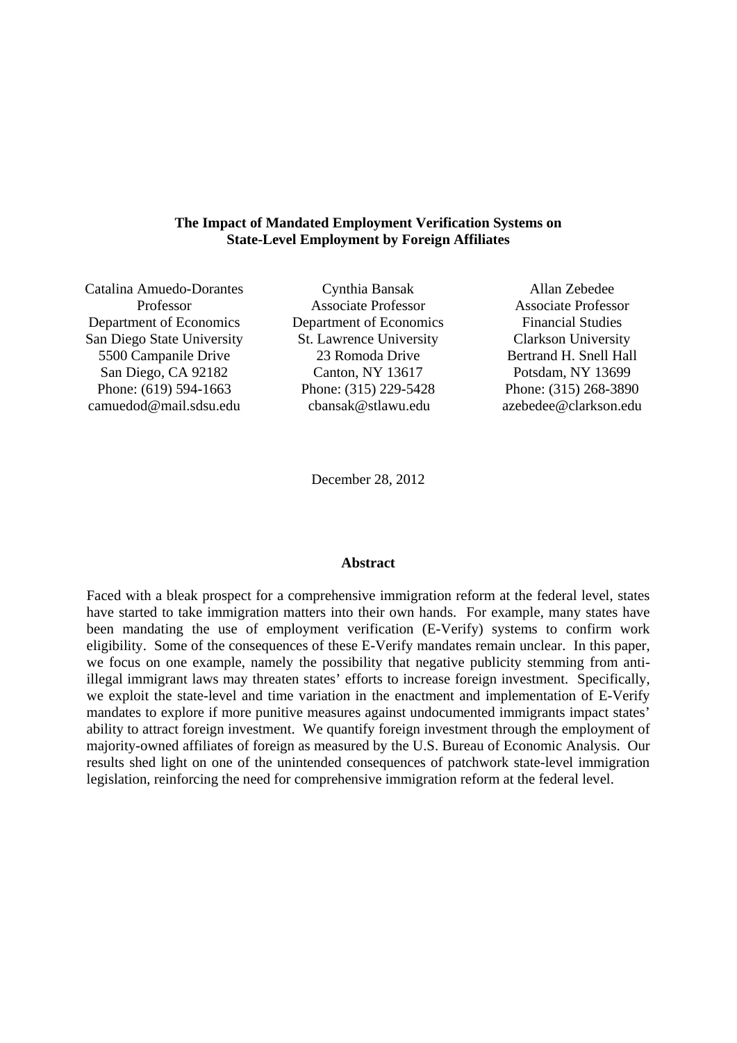**The Impact of Mandated Employment Verification Systems on State-Level Employment by Foreign Affiliates**

Catalina Amuedo-Dorantes
Professor
Department of Economics
San Diego State University
5500 Campanile Drive
San Diego, CA 92182
Phone: (619) 594-1663
camuedod@mail.sdsu.edu

Cynthia Bansak
Associate Professor
Department of Economics
St. Lawrence University
23 Romoda Drive
Canton, NY 13617
Phone: (315) 229-5428
cbansak@stlawu.edu

Allan Zebedee
Associate Professor
Financial Studies
Clarkson University
Bertrand H. Snell Hall
Potsdam, NY 13699
Phone: (315) 268-3890
azebedee@clarkson.edu

December 28, 2012

**Abstract**

Faced with a bleak prospect for a comprehensive immigration reform at the federal level, states have started to take immigration matters into their own hands. For example, many states have been mandating the use of employment verification (E-Verify) systems to confirm work eligibility. Some of the consequences of these E-Verify mandates remain unclear. In this paper, we focus on one example, namely the possibility that negative publicity stemming from anti-illegal immigrant laws may threaten states' efforts to increase foreign investment. Specifically, we exploit the state-level and time variation in the enactment and implementation of E-Verify mandates to explore if more punitive measures against undocumented immigrants impact states' ability to attract foreign investment. We quantify foreign investment through the employment of majority-owned affiliates of foreign as measured by the U.S. Bureau of Economic Analysis. Our results shed light on one of the unintended consequences of patchwork state-level immigration legislation, reinforcing the need for comprehensive immigration reform at the federal level.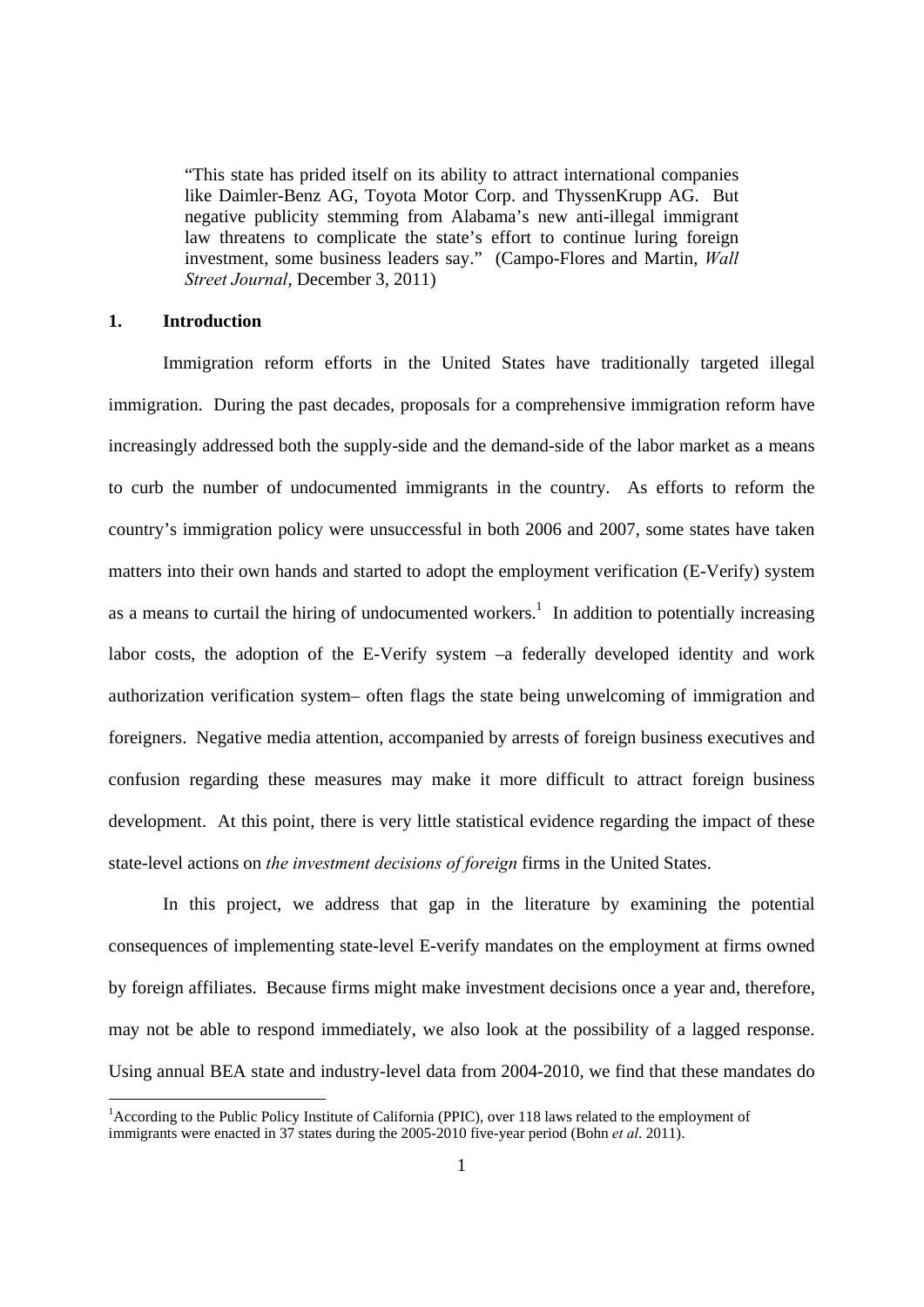> "This state has prided itself on its ability to attract international companies like Daimler-Benz AG, Toyota Motor Corp. and ThyssenKrupp AG. But negative publicity stemming from Alabama's new anti-illegal immigrant law threatens to complicate the state's effort to continue luring foreign investment, some business leaders say." (Campo-Flores and Martin, *Wall Street Journal*, December 3, 2011)

## 1. Introduction

Immigration reform efforts in the United States have traditionally targeted illegal immigration. During the past decades, proposals for a comprehensive immigration reform have increasingly addressed both the supply-side and the demand-side of the labor market as a means to curb the number of undocumented immigrants in the country. As efforts to reform the country's immigration policy were unsuccessful in both 2006 and 2007, some states have taken matters into their own hands and started to adopt the employment verification (E-Verify) system as a means to curtail the hiring of undocumented workers.[1] In addition to potentially increasing labor costs, the adoption of the E-Verify system –a federally developed identity and work authorization verification system– often flags the state being unwelcoming of immigration and foreigners. Negative media attention, accompanied by arrests of foreign business executives and confusion regarding these measures may make it more difficult to attract foreign business development. At this point, there is very little statistical evidence regarding the impact of these state-level actions on *the investment decisions of foreign* firms in the United States.

In this project, we address that gap in the literature by examining the potential consequences of implementing state-level E-verify mandates on the employment at firms owned by foreign affiliates. Because firms might make investment decisions once a year and, therefore, may not be able to respond immediately, we also look at the possibility of a lagged response. Using annual BEA state and industry-level data from 2004-2010, we find that these mandates do

[1] According to the Public Policy Institute of California (PPIC), over 118 laws related to the employment of immigrants were enacted in 37 states during the 2005-2010 five-year period (Bohn *et al*. 2011).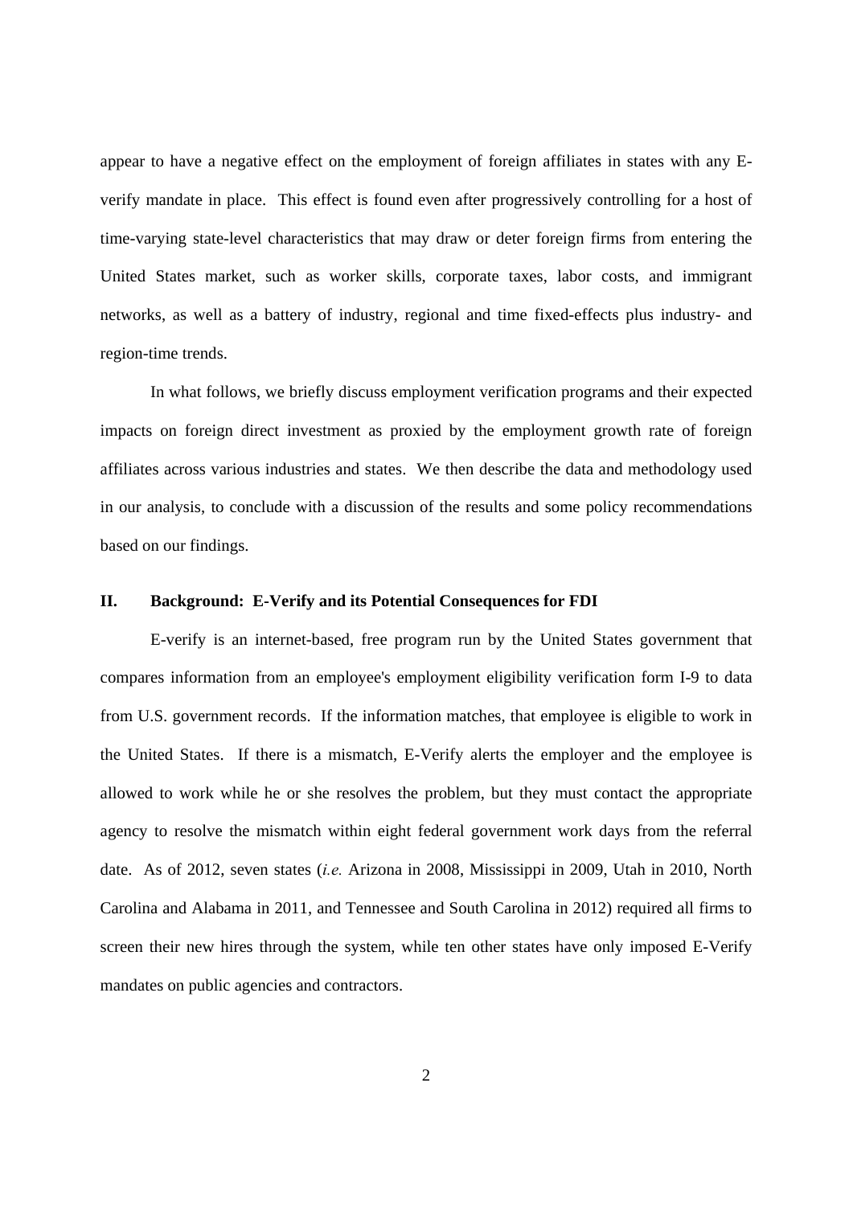appear to have a negative effect on the employment of foreign affiliates in states with any E-verify mandate in place. This effect is found even after progressively controlling for a host of time-varying state-level characteristics that may draw or deter foreign firms from entering the United States market, such as worker skills, corporate taxes, labor costs, and immigrant networks, as well as a battery of industry, regional and time fixed-effects plus industry- and region-time trends.

In what follows, we briefly discuss employment verification programs and their expected impacts on foreign direct investment as proxied by the employment growth rate of foreign affiliates across various industries and states. We then describe the data and methodology used in our analysis, to conclude with a discussion of the results and some policy recommendations based on our findings.

## II. Background: E-Verify and its Potential Consequences for FDI

E-verify is an internet-based, free program run by the United States government that compares information from an employee's employment eligibility verification form I-9 to data from U.S. government records. If the information matches, that employee is eligible to work in the United States. If there is a mismatch, E-Verify alerts the employer and the employee is allowed to work while he or she resolves the problem, but they must contact the appropriate agency to resolve the mismatch within eight federal government work days from the referral date. As of 2012, seven states (*i.e.* Arizona in 2008, Mississippi in 2009, Utah in 2010, North Carolina and Alabama in 2011, and Tennessee and South Carolina in 2012) required all firms to screen their new hires through the system, while ten other states have only imposed E-Verify mandates on public agencies and contractors.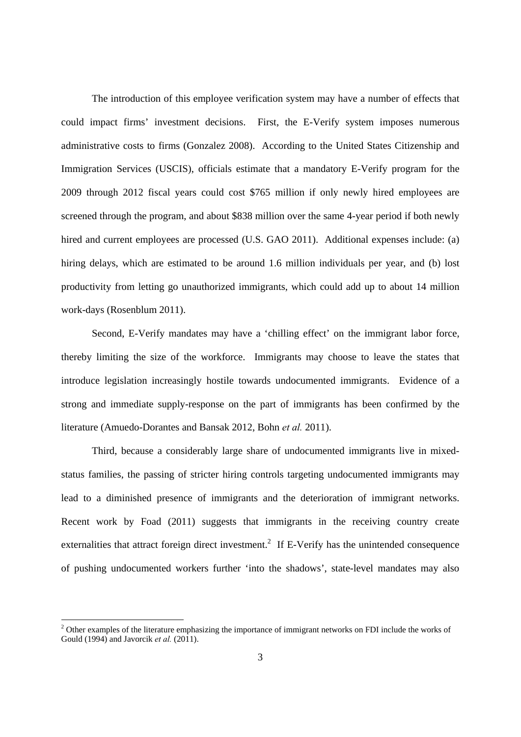The introduction of this employee verification system may have a number of effects that could impact firms' investment decisions. First, the E-Verify system imposes numerous administrative costs to firms (Gonzalez 2008). According to the United States Citizenship and Immigration Services (USCIS), officials estimate that a mandatory E-Verify program for the 2009 through 2012 fiscal years could cost $765 million if only newly hired employees are screened through the program, and about $838 million over the same 4-year period if both newly hired and current employees are processed (U.S. GAO 2011). Additional expenses include: (a) hiring delays, which are estimated to be around 1.6 million individuals per year, and (b) lost productivity from letting go unauthorized immigrants, which could add up to about 14 million work-days (Rosenblum 2011).

Second, E-Verify mandates may have a 'chilling effect' on the immigrant labor force, thereby limiting the size of the workforce. Immigrants may choose to leave the states that introduce legislation increasingly hostile towards undocumented immigrants. Evidence of a strong and immediate supply-response on the part of immigrants has been confirmed by the literature (Amuedo-Dorantes and Bansak 2012, Bohn *et al.* 2011).

Third, because a considerably large share of undocumented immigrants live in mixed-status families, the passing of stricter hiring controls targeting undocumented immigrants may lead to a diminished presence of immigrants and the deterioration of immigrant networks. Recent work by Foad (2011) suggests that immigrants in the receiving country create externalities that attract foreign direct investment.[2] If E-Verify has the unintended consequence of pushing undocumented workers further 'into the shadows', state-level mandates may also

[2] Other examples of the literature emphasizing the importance of immigrant networks on FDI include the works of Gould (1994) and Javorcik *et al.* (2011).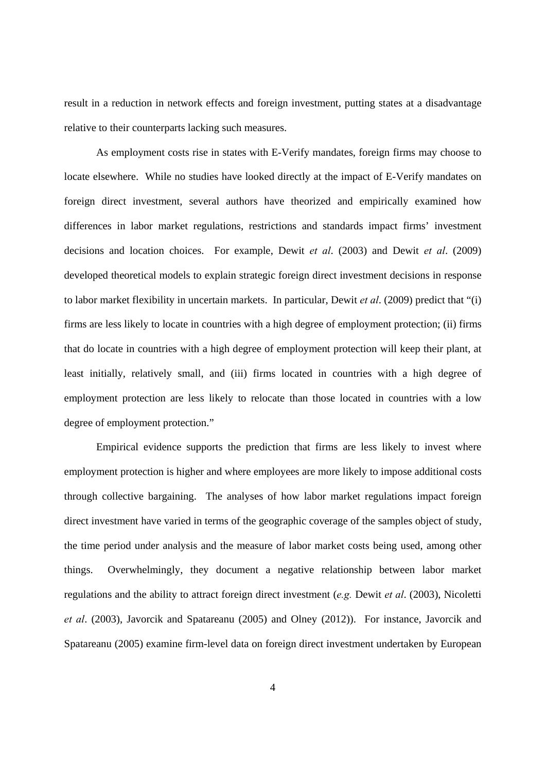result in a reduction in network effects and foreign investment, putting states at a disadvantage relative to their counterparts lacking such measures.

As employment costs rise in states with E-Verify mandates, foreign firms may choose to locate elsewhere. While no studies have looked directly at the impact of E-Verify mandates on foreign direct investment, several authors have theorized and empirically examined how differences in labor market regulations, restrictions and standards impact firms' investment decisions and location choices. For example, Dewit *et al*. (2003) and Dewit *et al*. (2009) developed theoretical models to explain strategic foreign direct investment decisions in response to labor market flexibility in uncertain markets. In particular, Dewit *et al*. (2009) predict that "(i) firms are less likely to locate in countries with a high degree of employment protection; (ii) firms that do locate in countries with a high degree of employment protection will keep their plant, at least initially, relatively small, and (iii) firms located in countries with a high degree of employment protection are less likely to relocate than those located in countries with a low degree of employment protection."

Empirical evidence supports the prediction that firms are less likely to invest where employment protection is higher and where employees are more likely to impose additional costs through collective bargaining. The analyses of how labor market regulations impact foreign direct investment have varied in terms of the geographic coverage of the samples object of study, the time period under analysis and the measure of labor market costs being used, among other things. Overwhelmingly, they document a negative relationship between labor market regulations and the ability to attract foreign direct investment (*e.g.* Dewit *et al*. (2003), Nicoletti *et al*. (2003), Javorcik and Spatareanu (2005) and Olney (2012)). For instance, Javorcik and Spatareanu (2005) examine firm-level data on foreign direct investment undertaken by European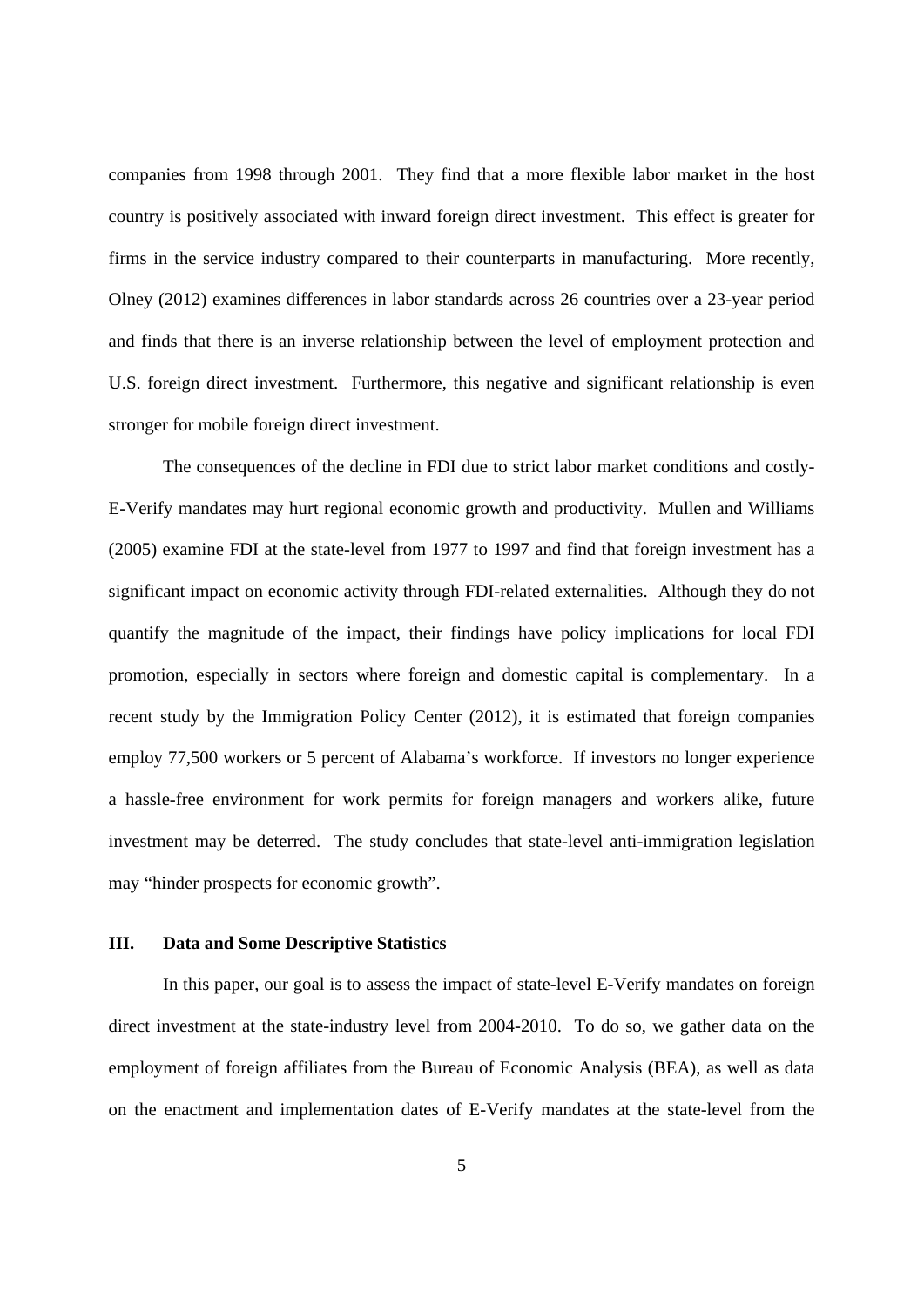companies from 1998 through 2001. They find that a more flexible labor market in the host country is positively associated with inward foreign direct investment. This effect is greater for firms in the service industry compared to their counterparts in manufacturing. More recently, Olney (2012) examines differences in labor standards across 26 countries over a 23-year period and finds that there is an inverse relationship between the level of employment protection and U.S. foreign direct investment. Furthermore, this negative and significant relationship is even stronger for mobile foreign direct investment.

The consequences of the decline in FDI due to strict labor market conditions and costly-E-Verify mandates may hurt regional economic growth and productivity. Mullen and Williams (2005) examine FDI at the state-level from 1977 to 1997 and find that foreign investment has a significant impact on economic activity through FDI-related externalities. Although they do not quantify the magnitude of the impact, their findings have policy implications for local FDI promotion, especially in sectors where foreign and domestic capital is complementary. In a recent study by the Immigration Policy Center (2012), it is estimated that foreign companies employ 77,500 workers or 5 percent of Alabama's workforce. If investors no longer experience a hassle-free environment for work permits for foreign managers and workers alike, future investment may be deterred. The study concludes that state-level anti-immigration legislation may "hinder prospects for economic growth".

## III. Data and Some Descriptive Statistics

In this paper, our goal is to assess the impact of state-level E-Verify mandates on foreign direct investment at the state-industry level from 2004-2010. To do so, we gather data on the employment of foreign affiliates from the Bureau of Economic Analysis (BEA), as well as data on the enactment and implementation dates of E-Verify mandates at the state-level from the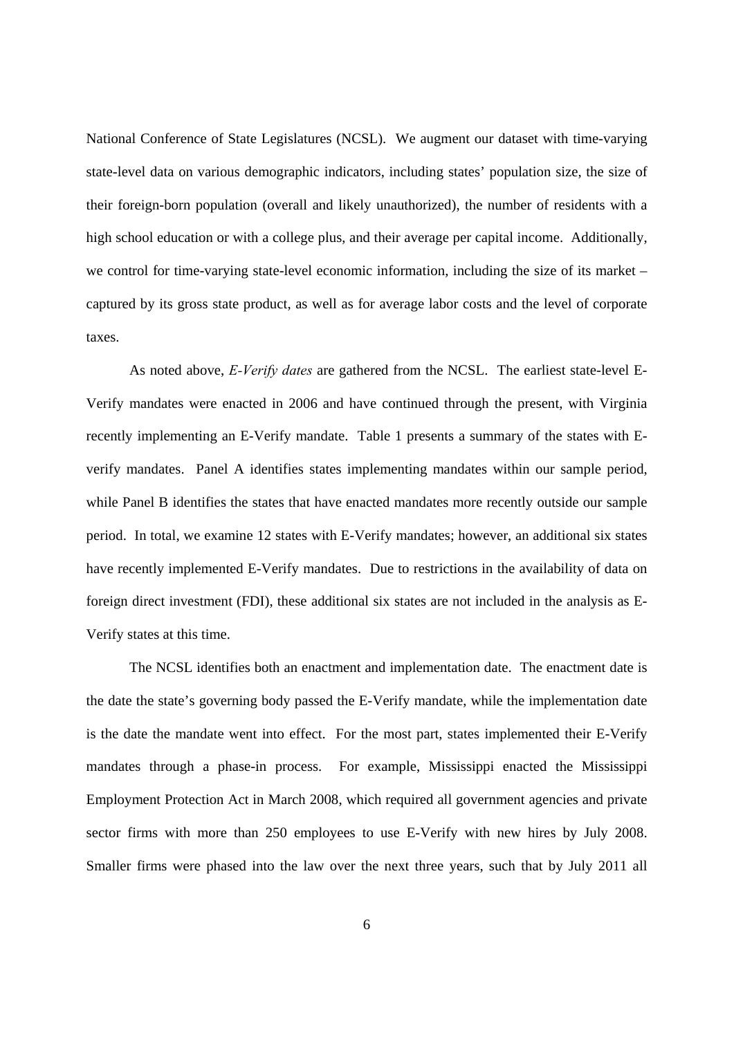National Conference of State Legislatures (NCSL). We augment our dataset with time-varying state-level data on various demographic indicators, including states' population size, the size of their foreign-born population (overall and likely unauthorized), the number of residents with a high school education or with a college plus, and their average per capital income. Additionally, we control for time-varying state-level economic information, including the size of its market – captured by its gross state product, as well as for average labor costs and the level of corporate taxes.

As noted above, *E-Verify dates* are gathered from the NCSL. The earliest state-level E-Verify mandates were enacted in 2006 and have continued through the present, with Virginia recently implementing an E-Verify mandate. Table 1 presents a summary of the states with E-verify mandates. Panel A identifies states implementing mandates within our sample period, while Panel B identifies the states that have enacted mandates more recently outside our sample period. In total, we examine 12 states with E-Verify mandates; however, an additional six states have recently implemented E-Verify mandates. Due to restrictions in the availability of data on foreign direct investment (FDI), these additional six states are not included in the analysis as E-Verify states at this time.

The NCSL identifies both an enactment and implementation date. The enactment date is the date the state's governing body passed the E-Verify mandate, while the implementation date is the date the mandate went into effect. For the most part, states implemented their E-Verify mandates through a phase-in process. For example, Mississippi enacted the Mississippi Employment Protection Act in March 2008, which required all government agencies and private sector firms with more than 250 employees to use E-Verify with new hires by July 2008. Smaller firms were phased into the law over the next three years, such that by July 2011 all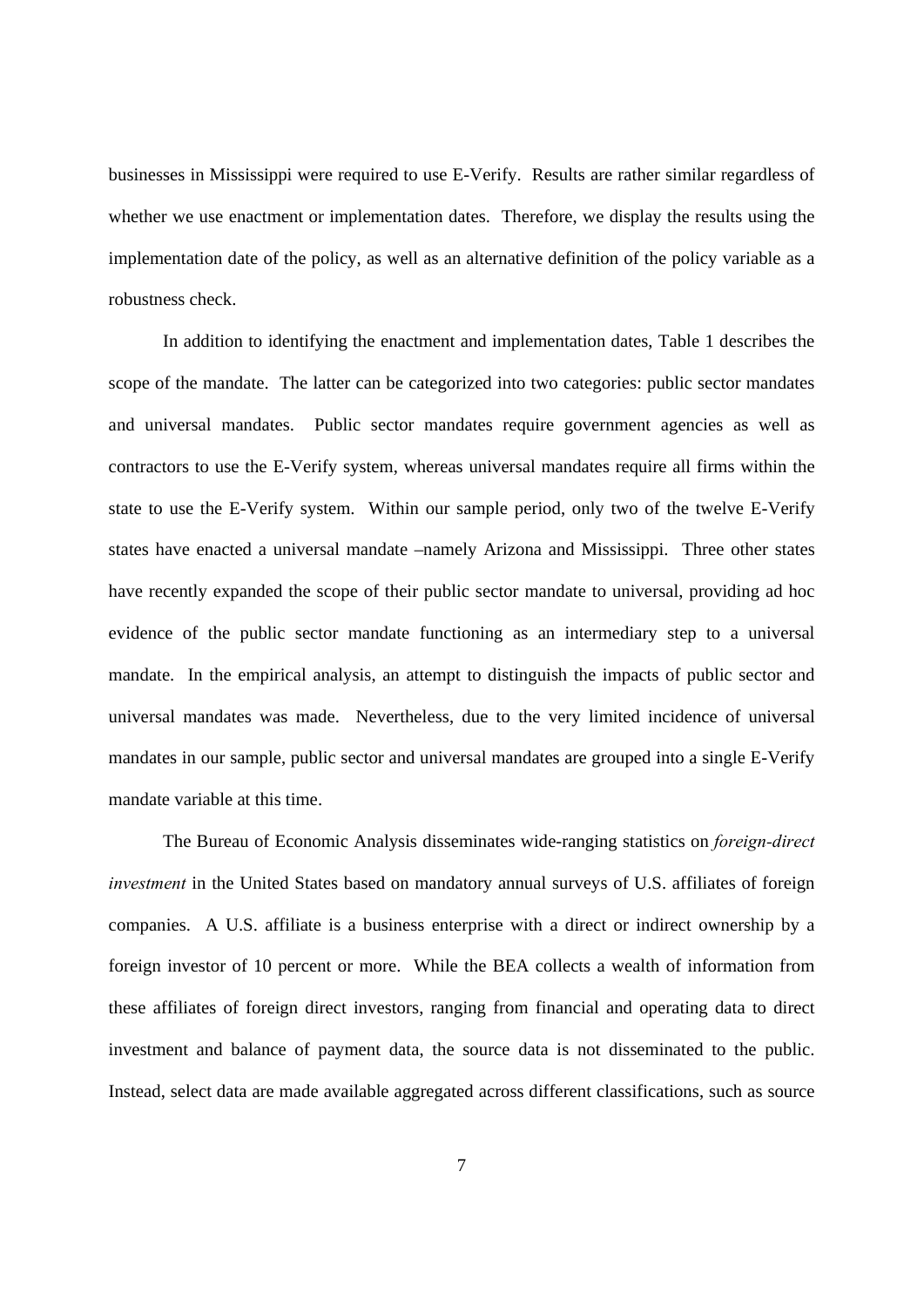businesses in Mississippi were required to use E-Verify. Results are rather similar regardless of whether we use enactment or implementation dates. Therefore, we display the results using the implementation date of the policy, as well as an alternative definition of the policy variable as a robustness check.

In addition to identifying the enactment and implementation dates, Table 1 describes the scope of the mandate. The latter can be categorized into two categories: public sector mandates and universal mandates. Public sector mandates require government agencies as well as contractors to use the E-Verify system, whereas universal mandates require all firms within the state to use the E-Verify system. Within our sample period, only two of the twelve E-Verify states have enacted a universal mandate –namely Arizona and Mississippi. Three other states have recently expanded the scope of their public sector mandate to universal, providing ad hoc evidence of the public sector mandate functioning as an intermediary step to a universal mandate. In the empirical analysis, an attempt to distinguish the impacts of public sector and universal mandates was made. Nevertheless, due to the very limited incidence of universal mandates in our sample, public sector and universal mandates are grouped into a single E-Verify mandate variable at this time.

The Bureau of Economic Analysis disseminates wide-ranging statistics on *foreign-direct investment* in the United States based on mandatory annual surveys of U.S. affiliates of foreign companies. A U.S. affiliate is a business enterprise with a direct or indirect ownership by a foreign investor of 10 percent or more. While the BEA collects a wealth of information from these affiliates of foreign direct investors, ranging from financial and operating data to direct investment and balance of payment data, the source data is not disseminated to the public. Instead, select data are made available aggregated across different classifications, such as source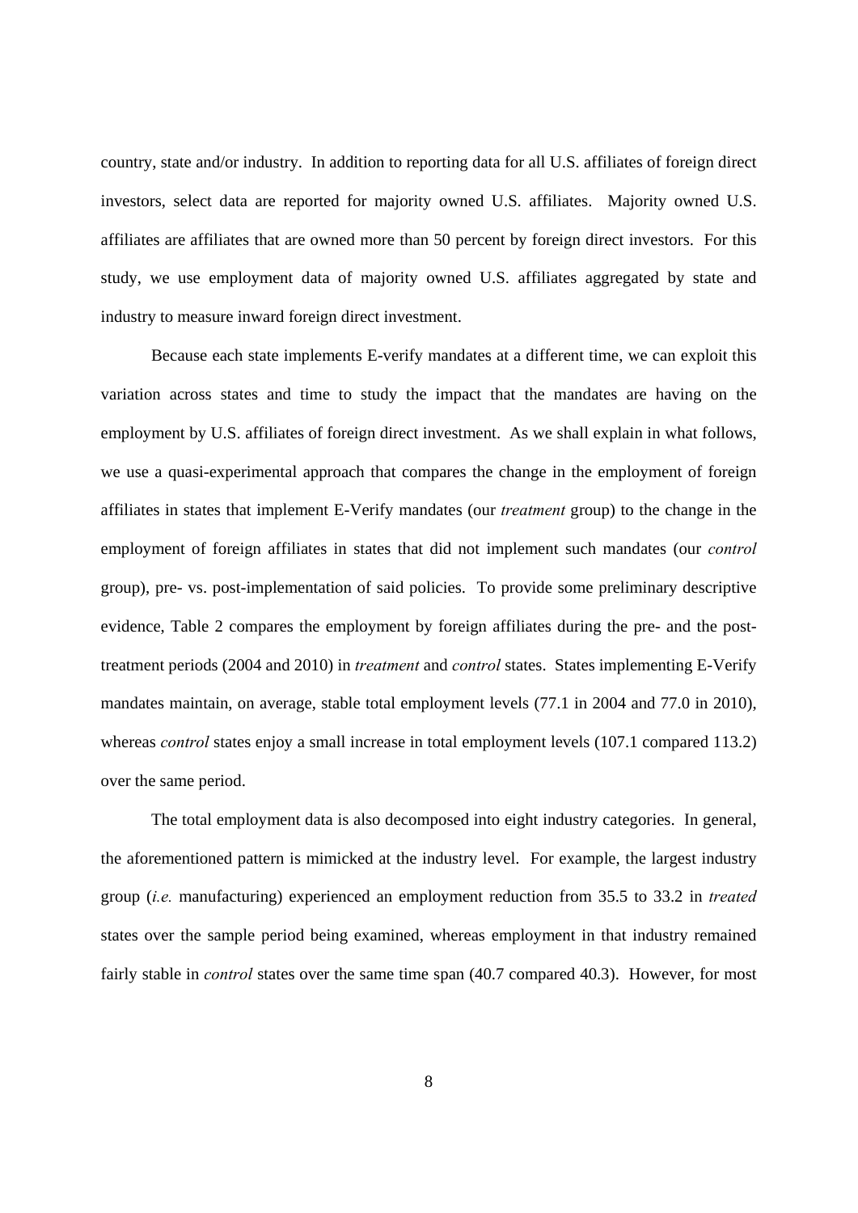country, state and/or industry. In addition to reporting data for all U.S. affiliates of foreign direct investors, select data are reported for majority owned U.S. affiliates. Majority owned U.S. affiliates are affiliates that are owned more than 50 percent by foreign direct investors. For this study, we use employment data of majority owned U.S. affiliates aggregated by state and industry to measure inward foreign direct investment.

Because each state implements E-verify mandates at a different time, we can exploit this variation across states and time to study the impact that the mandates are having on the employment by U.S. affiliates of foreign direct investment. As we shall explain in what follows, we use a quasi-experimental approach that compares the change in the employment of foreign affiliates in states that implement E-Verify mandates (our *treatment* group) to the change in the employment of foreign affiliates in states that did not implement such mandates (our *control* group), pre- vs. post-implementation of said policies. To provide some preliminary descriptive evidence, Table 2 compares the employment by foreign affiliates during the pre- and the post-treatment periods (2004 and 2010) in *treatment* and *control* states. States implementing E-Verify mandates maintain, on average, stable total employment levels (77.1 in 2004 and 77.0 in 2010), whereas *control* states enjoy a small increase in total employment levels (107.1 compared 113.2) over the same period.

The total employment data is also decomposed into eight industry categories. In general, the aforementioned pattern is mimicked at the industry level. For example, the largest industry group (*i.e.* manufacturing) experienced an employment reduction from 35.5 to 33.2 in *treated* states over the sample period being examined, whereas employment in that industry remained fairly stable in *control* states over the same time span (40.7 compared 40.3). However, for most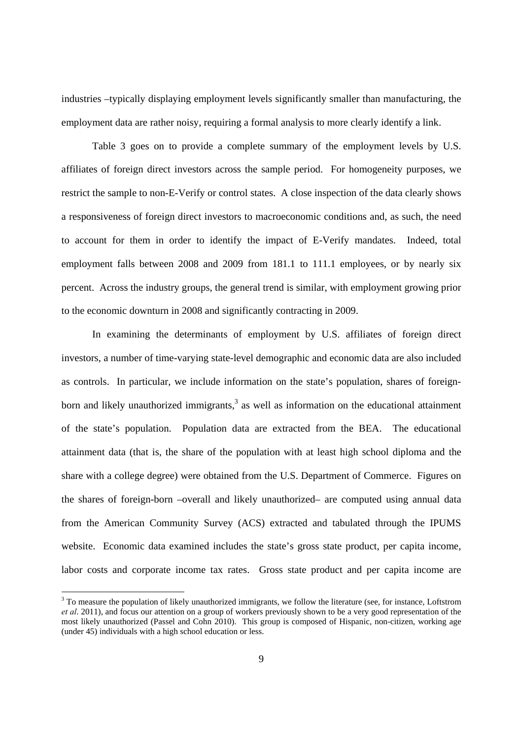industries –typically displaying employment levels significantly smaller than manufacturing, the employment data are rather noisy, requiring a formal analysis to more clearly identify a link.

Table 3 goes on to provide a complete summary of the employment levels by U.S. affiliates of foreign direct investors across the sample period. For homogeneity purposes, we restrict the sample to non-E-Verify or control states. A close inspection of the data clearly shows a responsiveness of foreign direct investors to macroeconomic conditions and, as such, the need to account for them in order to identify the impact of E-Verify mandates. Indeed, total employment falls between 2008 and 2009 from 181.1 to 111.1 employees, or by nearly six percent. Across the industry groups, the general trend is similar, with employment growing prior to the economic downturn in 2008 and significantly contracting in 2009.

In examining the determinants of employment by U.S. affiliates of foreign direct investors, a number of time-varying state-level demographic and economic data are also included as controls. In particular, we include information on the state's population, shares of foreign-born and likely unauthorized immigrants,[3] as well as information on the educational attainment of the state's population. Population data are extracted from the BEA. The educational attainment data (that is, the share of the population with at least high school diploma and the share with a college degree) were obtained from the U.S. Department of Commerce. Figures on the shares of foreign-born –overall and likely unauthorized– are computed using annual data from the American Community Survey (ACS) extracted and tabulated through the IPUMS website. Economic data examined includes the state's gross state product, per capita income, labor costs and corporate income tax rates. Gross state product and per capita income are

[3] To measure the population of likely unauthorized immigrants, we follow the literature (see, for instance, Loftstrom *et al*. 2011), and focus our attention on a group of workers previously shown to be a very good representation of the most likely unauthorized (Passel and Cohn 2010). This group is composed of Hispanic, non-citizen, working age (under 45) individuals with a high school education or less.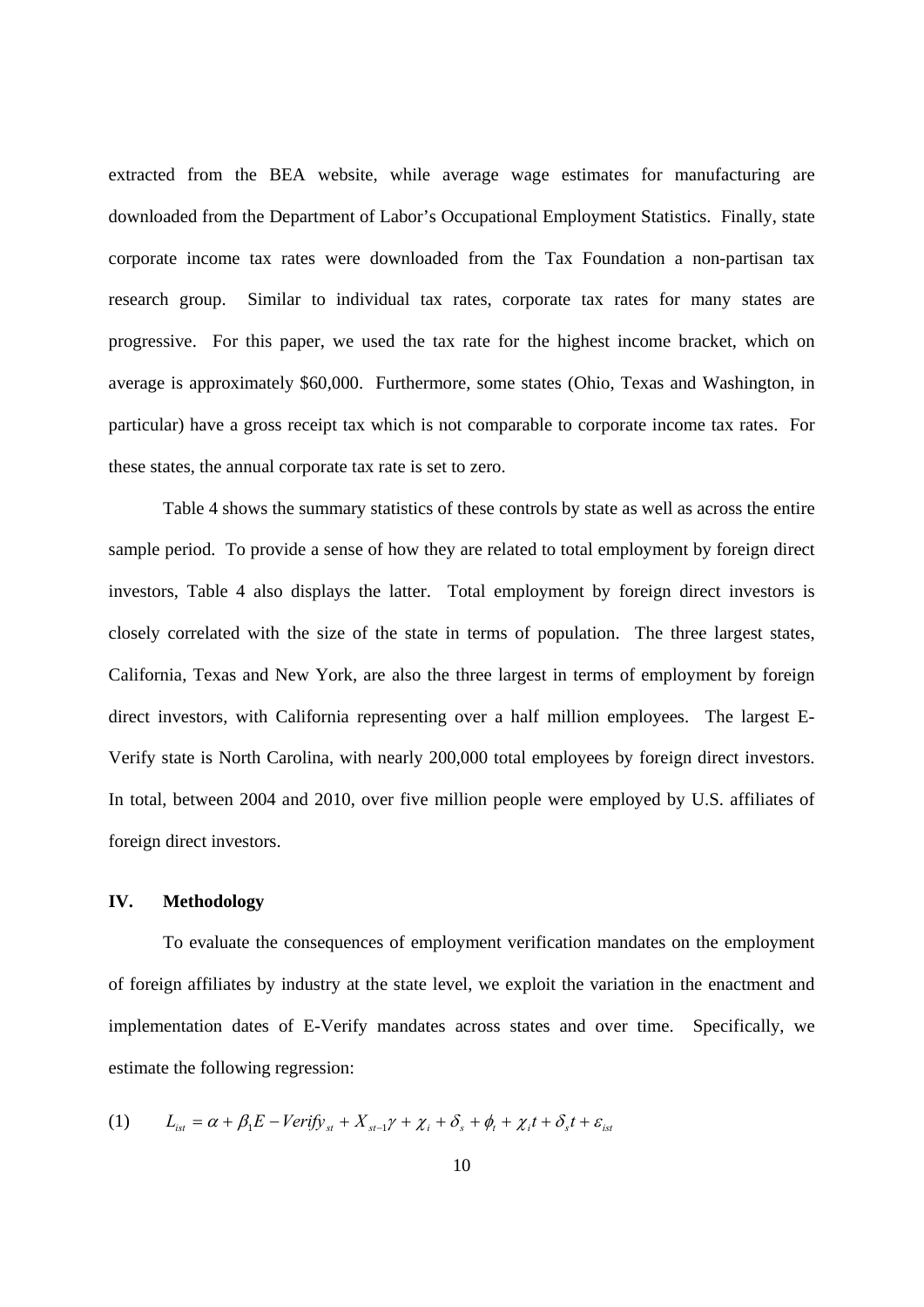extracted from the BEA website, while average wage estimates for manufacturing are downloaded from the Department of Labor's Occupational Employment Statistics. Finally, state corporate income tax rates were downloaded from the Tax Foundation a non-partisan tax research group. Similar to individual tax rates, corporate tax rates for many states are progressive. For this paper, we used the tax rate for the highest income bracket, which on average is approximately \$60,000. Furthermore, some states (Ohio, Texas and Washington, in particular) have a gross receipt tax which is not comparable to corporate income tax rates. For these states, the annual corporate tax rate is set to zero.

Table 4 shows the summary statistics of these controls by state as well as across the entire sample period. To provide a sense of how they are related to total employment by foreign direct investors, Table 4 also displays the latter. Total employment by foreign direct investors is closely correlated with the size of the state in terms of population. The three largest states, California, Texas and New York, are also the three largest in terms of employment by foreign direct investors, with California representing over a half million employees. The largest E-Verify state is North Carolina, with nearly 200,000 total employees by foreign direct investors. In total, between 2004 and 2010, over five million people were employed by U.S. affiliates of foreign direct investors.

## IV. Methodology

To evaluate the consequences of employment verification mandates on the employment of foreign affiliates by industry at the state level, we exploit the variation in the enactment and implementation dates of E-Verify mandates across states and over time. Specifically, we estimate the following regression:

$$(1) \qquad L_{ist} = \alpha + \beta_1 E-Verify_{st} + X_{st-1}\gamma + \chi_i + \delta_s + \phi_t + \chi_i t + \delta_s t + \varepsilon_{ist}$$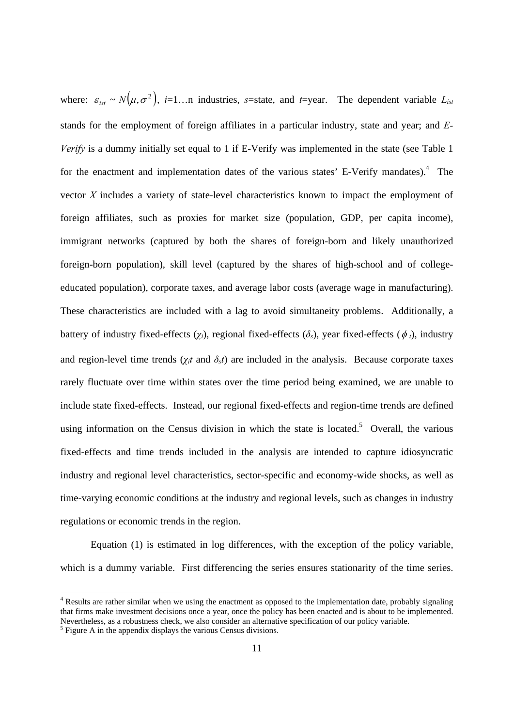where: $\varepsilon_{ist} \sim N(\mu, \sigma^2)$, $i$=1…n industries, $s$=state, and $t$=year. The dependent variable $L_{ist}$ stands for the employment of foreign affiliates in a particular industry, state and year; and *E-Verify* is a dummy initially set equal to 1 if E-Verify was implemented in the state (see Table 1 for the enactment and implementation dates of the various states' E-Verify mandates).[4] The vector $X$ includes a variety of state-level characteristics known to impact the employment of foreign affiliates, such as proxies for market size (population, GDP, per capita income), immigrant networks (captured by both the shares of foreign-born and likely unauthorized foreign-born population), skill level (captured by the shares of high-school and of college-educated population), corporate taxes, and average labor costs (average wage in manufacturing). These characteristics are included with a lag to avoid simultaneity problems. Additionally, a battery of industry fixed-effects ($\chi_i$), regional fixed-effects ($\delta_s$), year fixed-effects ($\phi_t$), industry and region-level time trends ($\chi_i t$ and $\delta_s t$) are included in the analysis. Because corporate taxes rarely fluctuate over time within states over the time period being examined, we are unable to include state fixed-effects. Instead, our regional fixed-effects and region-time trends are defined using information on the Census division in which the state is located.[5] Overall, the various fixed-effects and time trends included in the analysis are intended to capture idiosyncratic industry and regional level characteristics, sector-specific and economy-wide shocks, as well as time-varying economic conditions at the industry and regional levels, such as changes in industry regulations or economic trends in the region.

Equation (1) is estimated in log differences, with the exception of the policy variable, which is a dummy variable. First differencing the series ensures stationarity of the time series.

[4] Results are rather similar when we using the enactment as opposed to the implementation date, probably signaling that firms make investment decisions once a year, once the policy has been enacted and is about to be implemented. Nevertheless, as a robustness check, we also consider an alternative specification of our policy variable.

[5] Figure A in the appendix displays the various Census divisions.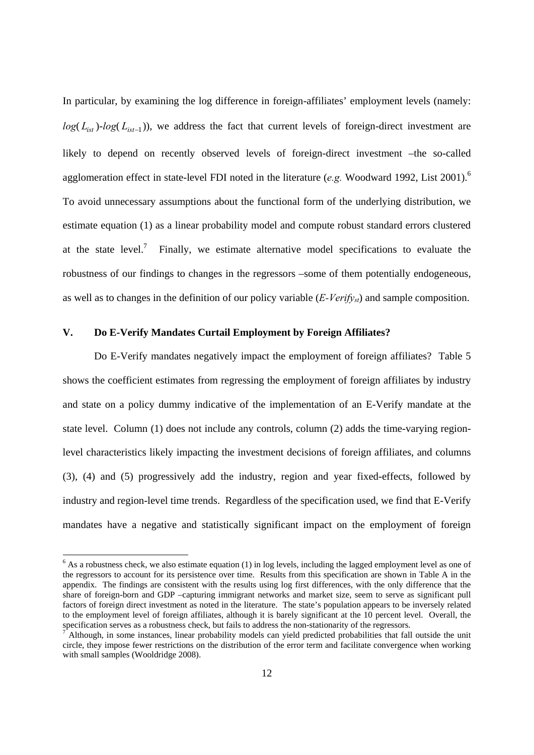In particular, by examining the log difference in foreign-affiliates' employment levels (namely: $log(L_{ist})$-$log(L_{ist-1})$), we address the fact that current levels of foreign-direct investment are likely to depend on recently observed levels of foreign-direct investment –the so-called agglomeration effect in state-level FDI noted in the literature (*e.g.* Woodward 1992, List 2001).[6] To avoid unnecessary assumptions about the functional form of the underlying distribution, we estimate equation (1) as a linear probability model and compute robust standard errors clustered at the state level.[7] Finally, we estimate alternative model specifications to evaluate the robustness of our findings to changes in the regressors –some of them potentially endogeneous, as well as to changes in the definition of our policy variable ($E\text{-}Verify_{st}$) and sample composition.

## V. Do E-Verify Mandates Curtail Employment by Foreign Affiliates?

Do E-Verify mandates negatively impact the employment of foreign affiliates? Table 5 shows the coefficient estimates from regressing the employment of foreign affiliates by industry and state on a policy dummy indicative of the implementation of an E-Verify mandate at the state level. Column (1) does not include any controls, column (2) adds the time-varying region-level characteristics likely impacting the investment decisions of foreign affiliates, and columns (3), (4) and (5) progressively add the industry, region and year fixed-effects, followed by industry and region-level time trends. Regardless of the specification used, we find that E-Verify mandates have a negative and statistically significant impact on the employment of foreign

[6] As a robustness check, we also estimate equation (1) in log levels, including the lagged employment level as one of the regressors to account for its persistence over time. Results from this specification are shown in Table A in the appendix. The findings are consistent with the results using log first differences, with the only difference that the share of foreign-born and GDP –capturing immigrant networks and market size, seem to serve as significant pull factors of foreign direct investment as noted in the literature. The state's population appears to be inversely related to the employment level of foreign affiliates, although it is barely significant at the 10 percent level. Overall, the specification serves as a robustness check, but fails to address the non-stationarity of the regressors.

[7] Although, in some instances, linear probability models can yield predicted probabilities that fall outside the unit circle, they impose fewer restrictions on the distribution of the error term and facilitate convergence when working with small samples (Wooldridge 2008).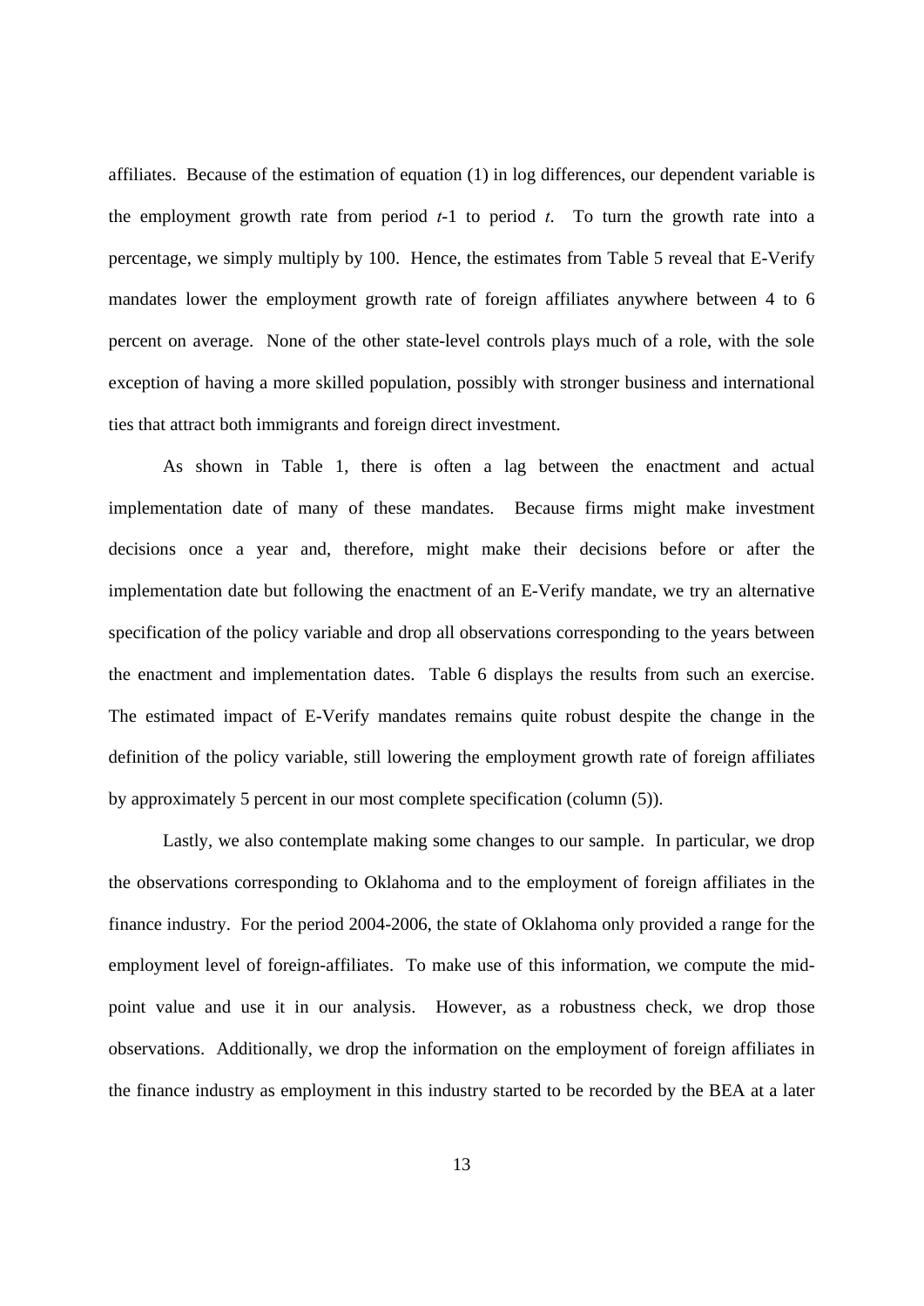affiliates. Because of the estimation of equation (1) in log differences, our dependent variable is the employment growth rate from period $t$-1 to period $t$. To turn the growth rate into a percentage, we simply multiply by 100. Hence, the estimates from Table 5 reveal that E-Verify mandates lower the employment growth rate of foreign affiliates anywhere between 4 to 6 percent on average. None of the other state-level controls plays much of a role, with the sole exception of having a more skilled population, possibly with stronger business and international ties that attract both immigrants and foreign direct investment.

As shown in Table 1, there is often a lag between the enactment and actual implementation date of many of these mandates. Because firms might make investment decisions once a year and, therefore, might make their decisions before or after the implementation date but following the enactment of an E-Verify mandate, we try an alternative specification of the policy variable and drop all observations corresponding to the years between the enactment and implementation dates. Table 6 displays the results from such an exercise. The estimated impact of E-Verify mandates remains quite robust despite the change in the definition of the policy variable, still lowering the employment growth rate of foreign affiliates by approximately 5 percent in our most complete specification (column (5)).

Lastly, we also contemplate making some changes to our sample. In particular, we drop the observations corresponding to Oklahoma and to the employment of foreign affiliates in the finance industry. For the period 2004-2006, the state of Oklahoma only provided a range for the employment level of foreign-affiliates. To make use of this information, we compute the mid-point value and use it in our analysis. However, as a robustness check, we drop those observations. Additionally, we drop the information on the employment of foreign affiliates in the finance industry as employment in this industry started to be recorded by the BEA at a later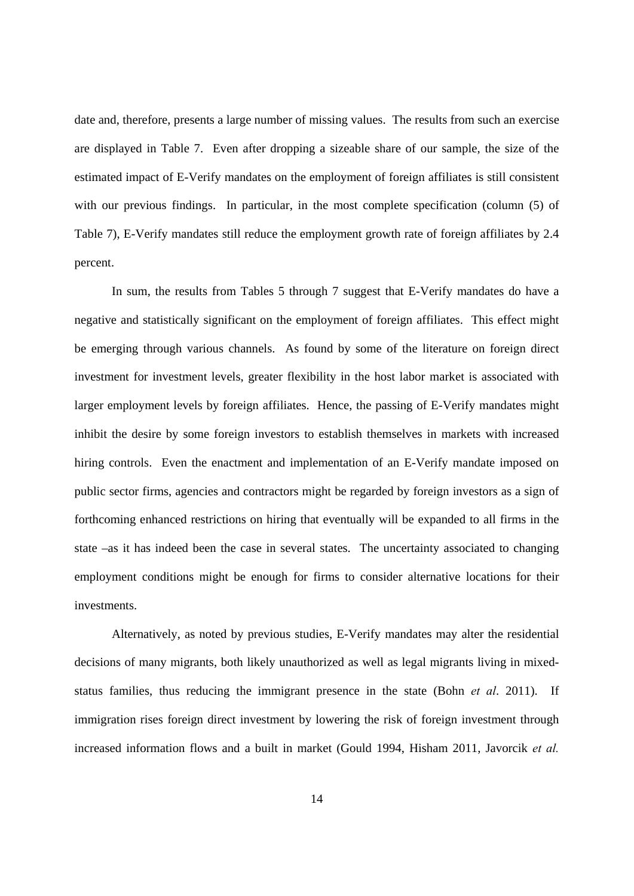date and, therefore, presents a large number of missing values. The results from such an exercise are displayed in Table 7. Even after dropping a sizeable share of our sample, the size of the estimated impact of E-Verify mandates on the employment of foreign affiliates is still consistent with our previous findings. In particular, in the most complete specification (column (5) of Table 7), E-Verify mandates still reduce the employment growth rate of foreign affiliates by 2.4 percent.

In sum, the results from Tables 5 through 7 suggest that E-Verify mandates do have a negative and statistically significant on the employment of foreign affiliates. This effect might be emerging through various channels. As found by some of the literature on foreign direct investment for investment levels, greater flexibility in the host labor market is associated with larger employment levels by foreign affiliates. Hence, the passing of E-Verify mandates might inhibit the desire by some foreign investors to establish themselves in markets with increased hiring controls. Even the enactment and implementation of an E-Verify mandate imposed on public sector firms, agencies and contractors might be regarded by foreign investors as a sign of forthcoming enhanced restrictions on hiring that eventually will be expanded to all firms in the state –as it has indeed been the case in several states. The uncertainty associated to changing employment conditions might be enough for firms to consider alternative locations for their investments.

Alternatively, as noted by previous studies, E-Verify mandates may alter the residential decisions of many migrants, both likely unauthorized as well as legal migrants living in mixed-status families, thus reducing the immigrant presence in the state (Bohn *et al*. 2011). If immigration rises foreign direct investment by lowering the risk of foreign investment through increased information flows and a built in market (Gould 1994, Hisham 2011, Javorcik *et al.*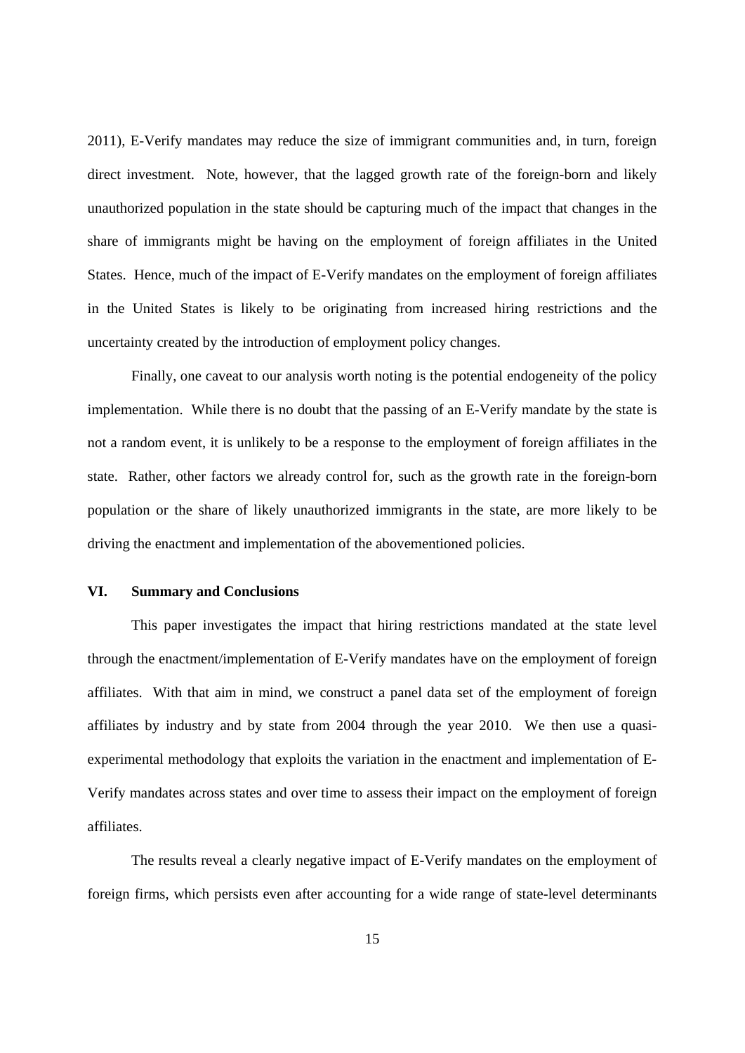2011), E-Verify mandates may reduce the size of immigrant communities and, in turn, foreign direct investment. Note, however, that the lagged growth rate of the foreign-born and likely unauthorized population in the state should be capturing much of the impact that changes in the share of immigrants might be having on the employment of foreign affiliates in the United States. Hence, much of the impact of E-Verify mandates on the employment of foreign affiliates in the United States is likely to be originating from increased hiring restrictions and the uncertainty created by the introduction of employment policy changes.

Finally, one caveat to our analysis worth noting is the potential endogeneity of the policy implementation. While there is no doubt that the passing of an E-Verify mandate by the state is not a random event, it is unlikely to be a response to the employment of foreign affiliates in the state. Rather, other factors we already control for, such as the growth rate in the foreign-born population or the share of likely unauthorized immigrants in the state, are more likely to be driving the enactment and implementation of the abovementioned policies.

## VI. Summary and Conclusions

This paper investigates the impact that hiring restrictions mandated at the state level through the enactment/implementation of E-Verify mandates have on the employment of foreign affiliates. With that aim in mind, we construct a panel data set of the employment of foreign affiliates by industry and by state from 2004 through the year 2010. We then use a quasi-experimental methodology that exploits the variation in the enactment and implementation of E-Verify mandates across states and over time to assess their impact on the employment of foreign affiliates.

The results reveal a clearly negative impact of E-Verify mandates on the employment of foreign firms, which persists even after accounting for a wide range of state-level determinants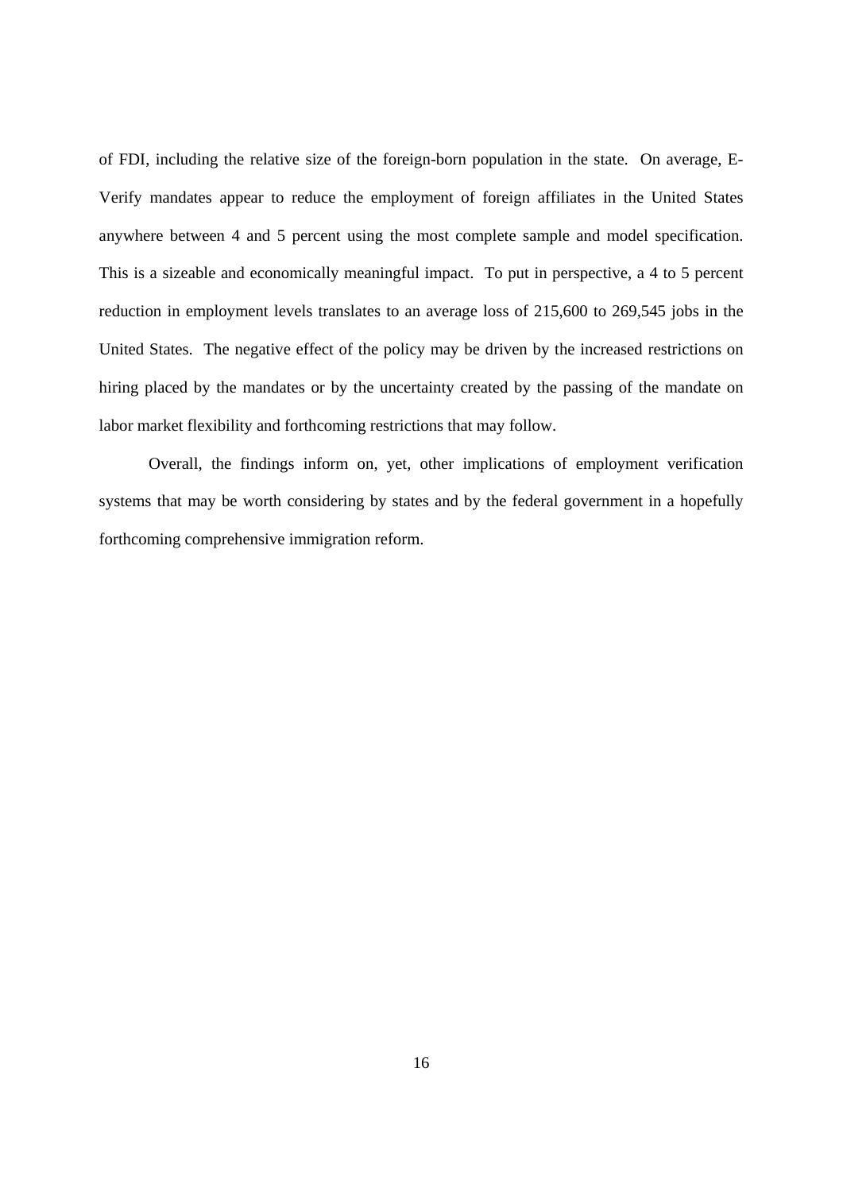of FDI, including the relative size of the foreign-born population in the state. On average, E-Verify mandates appear to reduce the employment of foreign affiliates in the United States anywhere between 4 and 5 percent using the most complete sample and model specification. This is a sizeable and economically meaningful impact. To put in perspective, a 4 to 5 percent reduction in employment levels translates to an average loss of 215,600 to 269,545 jobs in the United States. The negative effect of the policy may be driven by the increased restrictions on hiring placed by the mandates or by the uncertainty created by the passing of the mandate on labor market flexibility and forthcoming restrictions that may follow.

Overall, the findings inform on, yet, other implications of employment verification systems that may be worth considering by states and by the federal government in a hopefully forthcoming comprehensive immigration reform.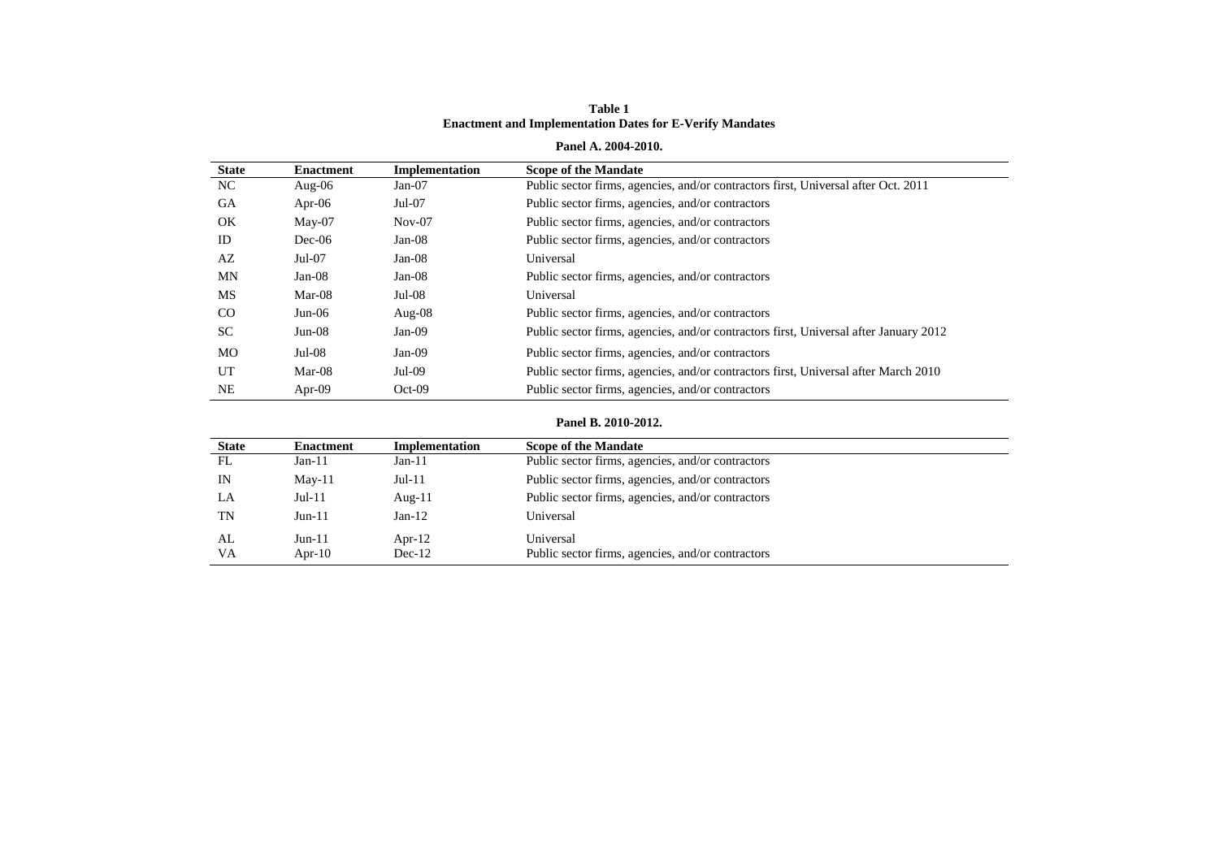**Table 1**
**Enactment and Implementation Dates for E-Verify Mandates**

**Panel A. 2004-2010.**

| State | Enactment | Implementation | Scope of the Mandate |
|---|---|---|---|
| NC | Aug-06 | Jan-07 | Public sector firms, agencies, and/or contractors first, Universal after Oct. 2011 |
| GA | Apr-06 | Jul-07 | Public sector firms, agencies, and/or contractors |
| OK | May-07 | Nov-07 | Public sector firms, agencies, and/or contractors |
| ID | Dec-06 | Jan-08 | Public sector firms, agencies, and/or contractors |
| AZ | Jul-07 | Jan-08 | Universal |
| MN | Jan-08 | Jan-08 | Public sector firms, agencies, and/or contractors |
| MS | Mar-08 | Jul-08 | Universal |
| CO | Jun-06 | Aug-08 | Public sector firms, agencies, and/or contractors |
| SC | Jun-08 | Jan-09 | Public sector firms, agencies, and/or contractors first, Universal after January 2012 |
| MO | Jul-08 | Jan-09 | Public sector firms, agencies, and/or contractors |
| UT | Mar-08 | Jul-09 | Public sector firms, agencies, and/or contractors first, Universal after March 2010 |
| NE | Apr-09 | Oct-09 | Public sector firms, agencies, and/or contractors |

**Panel B. 2010-2012.**

| State | Enactment | Implementation | Scope of the Mandate |
|---|---|---|---|
| FL | Jan-11 | Jan-11 | Public sector firms, agencies, and/or contractors |
| IN | May-11 | Jul-11 | Public sector firms, agencies, and/or contractors |
| LA | Jul-11 | Aug-11 | Public sector firms, agencies, and/or contractors |
| TN | Jun-11 | Jan-12 | Universal |
| AL | Jun-11 | Apr-12 | Universal |
| VA | Apr-10 | Dec-12 | Public sector firms, agencies, and/or contractors |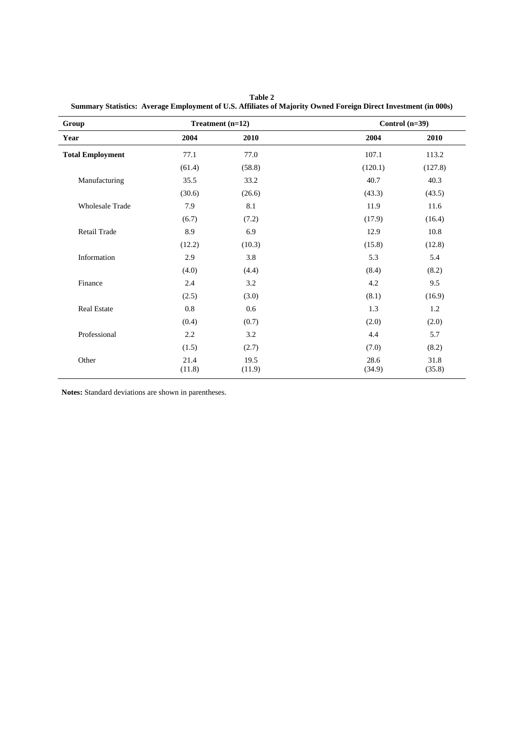**Table 2**
**Summary Statistics: Average Employment of U.S. Affiliates of Majority Owned Foreign Direct Investment (in 000s)**

| Group | Treatment (n=12) | | Control (n=39) | |
|---|---|---|---|---|
| **Year** | **2004** | **2010** | **2004** | **2010** |
| **Total Employment** | 77.1 | 77.0 | 107.1 | 113.2 |
| | (61.4) | (58.8) | (120.1) | (127.8) |
| Manufacturing | 35.5 | 33.2 | 40.7 | 40.3 |
| | (30.6) | (26.6) | (43.3) | (43.5) |
| Wholesale Trade | 7.9 | 8.1 | 11.9 | 11.6 |
| | (6.7) | (7.2) | (17.9) | (16.4) |
| Retail Trade | 8.9 | 6.9 | 12.9 | 10.8 |
| | (12.2) | (10.3) | (15.8) | (12.8) |
| Information | 2.9 | 3.8 | 5.3 | 5.4 |
| | (4.0) | (4.4) | (8.4) | (8.2) |
| Finance | 2.4 | 3.2 | 4.2 | 9.5 |
| | (2.5) | (3.0) | (8.1) | (16.9) |
| Real Estate | 0.8 | 0.6 | 1.3 | 1.2 |
| | (0.4) | (0.7) | (2.0) | (2.0) |
| Professional | 2.2 | 3.2 | 4.4 | 5.7 |
| | (1.5) | (2.7) | (7.0) | (8.2) |
| Other | 21.4 | 19.5 | 28.6 | 31.8 |
| | (11.8) | (11.9) | (34.9) | (35.8) |

**Notes:** Standard deviations are shown in parentheses.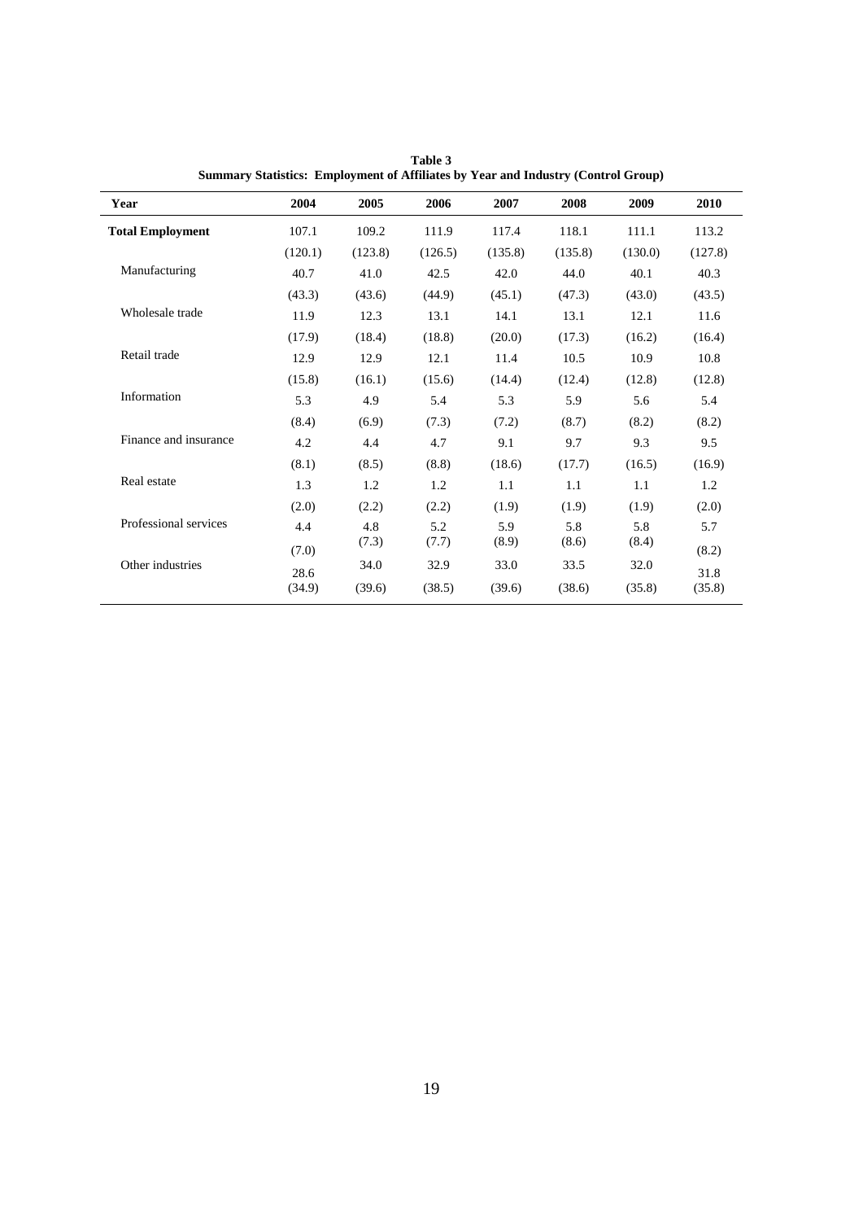**Table 3**
**Summary Statistics: Employment of Affiliates by Year and Industry (Control Group)**

| Year | 2004 | 2005 | 2006 | 2007 | 2008 | 2009 | 2010 |
|---|---|---|---|---|---|---|---|
| **Total Employment** | 107.1 | 109.2 | 111.9 | 117.4 | 118.1 | 111.1 | 113.2 |
| | (120.1) | (123.8) | (126.5) | (135.8) | (135.8) | (130.0) | (127.8) |
| Manufacturing | 40.7 | 41.0 | 42.5 | 42.0 | 44.0 | 40.1 | 40.3 |
| | (43.3) | (43.6) | (44.9) | (45.1) | (47.3) | (43.0) | (43.5) |
| Wholesale trade | 11.9 | 12.3 | 13.1 | 14.1 | 13.1 | 12.1 | 11.6 |
| | (17.9) | (18.4) | (18.8) | (20.0) | (17.3) | (16.2) | (16.4) |
| Retail trade | 12.9 | 12.9 | 12.1 | 11.4 | 10.5 | 10.9 | 10.8 |
| | (15.8) | (16.1) | (15.6) | (14.4) | (12.4) | (12.8) | (12.8) |
| Information | 5.3 | 4.9 | 5.4 | 5.3 | 5.9 | 5.6 | 5.4 |
| | (8.4) | (6.9) | (7.3) | (7.2) | (8.7) | (8.2) | (8.2) |
| Finance and insurance | 4.2 | 4.4 | 4.7 | 9.1 | 9.7 | 9.3 | 9.5 |
| | (8.1) | (8.5) | (8.8) | (18.6) | (17.7) | (16.5) | (16.9) |
| Real estate | 1.3 | 1.2 | 1.2 | 1.1 | 1.1 | 1.1 | 1.2 |
| | (2.0) | (2.2) | (2.2) | (1.9) | (1.9) | (1.9) | (2.0) |
| Professional services | 4.4 | 4.8 | 5.2 | 5.9 | 5.8 | 5.8 | 5.7 |
| | (7.0) | (7.3) | (7.7) | (8.9) | (8.6) | (8.4) | (8.2) |
| Other industries | 28.6 | 34.0 | 32.9 | 33.0 | 33.5 | 32.0 | 31.8 |
| | (34.9) | (39.6) | (38.5) | (39.6) | (38.6) | (35.8) | (35.8) |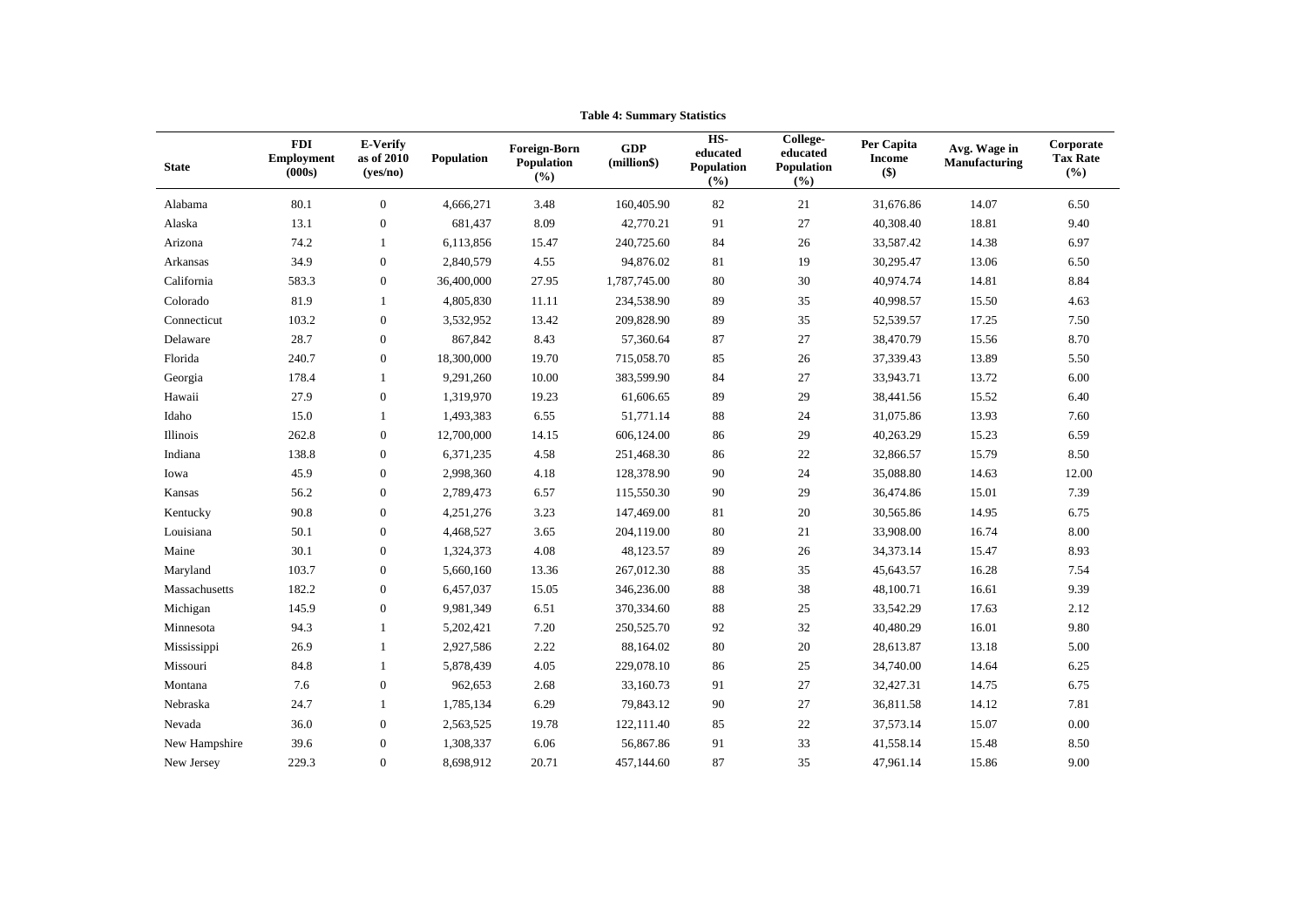**Table 4: Summary Statistics**

| State | FDI Employment (000s) | E-Verify as of 2010 (yes/no) | Population | Foreign-Born Population (%) | GDP (million$) | HS-educated Population (%) | College-educated Population (%) | Per Capita Income ($) | Avg. Wage in Manufacturing | Corporate Tax Rate (%) |
|---|---|---|---|---|---|---|---|---|---|---|
| Alabama | 80.1 | 0 | 4,666,271 | 3.48 | 160,405.90 | 82 | 21 | 31,676.86 | 14.07 | 6.50 |
| Alaska | 13.1 | 0 | 681,437 | 8.09 | 42,770.21 | 91 | 27 | 40,308.40 | 18.81 | 9.40 |
| Arizona | 74.2 | 1 | 6,113,856 | 15.47 | 240,725.60 | 84 | 26 | 33,587.42 | 14.38 | 6.97 |
| Arkansas | 34.9 | 0 | 2,840,579 | 4.55 | 94,876.02 | 81 | 19 | 30,295.47 | 13.06 | 6.50 |
| California | 583.3 | 0 | 36,400,000 | 27.95 | 1,787,745.00 | 80 | 30 | 40,974.74 | 14.81 | 8.84 |
| Colorado | 81.9 | 1 | 4,805,830 | 11.11 | 234,538.90 | 89 | 35 | 40,998.57 | 15.50 | 4.63 |
| Connecticut | 103.2 | 0 | 3,532,952 | 13.42 | 209,828.90 | 89 | 35 | 52,539.57 | 17.25 | 7.50 |
| Delaware | 28.7 | 0 | 867,842 | 8.43 | 57,360.64 | 87 | 27 | 38,470.79 | 15.56 | 8.70 |
| Florida | 240.7 | 0 | 18,300,000 | 19.70 | 715,058.70 | 85 | 26 | 37,339.43 | 13.89 | 5.50 |
| Georgia | 178.4 | 1 | 9,291,260 | 10.00 | 383,599.90 | 84 | 27 | 33,943.71 | 13.72 | 6.00 |
| Hawaii | 27.9 | 0 | 1,319,970 | 19.23 | 61,606.65 | 89 | 29 | 38,441.56 | 15.52 | 6.40 |
| Idaho | 15.0 | 1 | 1,493,383 | 6.55 | 51,771.14 | 88 | 24 | 31,075.86 | 13.93 | 7.60 |
| Illinois | 262.8 | 0 | 12,700,000 | 14.15 | 606,124.00 | 86 | 29 | 40,263.29 | 15.23 | 6.59 |
| Indiana | 138.8 | 0 | 6,371,235 | 4.58 | 251,468.30 | 86 | 22 | 32,866.57 | 15.79 | 8.50 |
| Iowa | 45.9 | 0 | 2,998,360 | 4.18 | 128,378.90 | 90 | 24 | 35,088.80 | 14.63 | 12.00 |
| Kansas | 56.2 | 0 | 2,789,473 | 6.57 | 115,550.30 | 90 | 29 | 36,474.86 | 15.01 | 7.39 |
| Kentucky | 90.8 | 0 | 4,251,276 | 3.23 | 147,469.00 | 81 | 20 | 30,565.86 | 14.95 | 6.75 |
| Louisiana | 50.1 | 0 | 4,468,527 | 3.65 | 204,119.00 | 80 | 21 | 33,908.00 | 16.74 | 8.00 |
| Maine | 30.1 | 0 | 1,324,373 | 4.08 | 48,123.57 | 89 | 26 | 34,373.14 | 15.47 | 8.93 |
| Maryland | 103.7 | 0 | 5,660,160 | 13.36 | 267,012.30 | 88 | 35 | 45,643.57 | 16.28 | 7.54 |
| Massachusetts | 182.2 | 0 | 6,457,037 | 15.05 | 346,236.00 | 88 | 38 | 48,100.71 | 16.61 | 9.39 |
| Michigan | 145.9 | 0 | 9,981,349 | 6.51 | 370,334.60 | 88 | 25 | 33,542.29 | 17.63 | 2.12 |
| Minnesota | 94.3 | 1 | 5,202,421 | 7.20 | 250,525.70 | 92 | 32 | 40,480.29 | 16.01 | 9.80 |
| Mississippi | 26.9 | 1 | 2,927,586 | 2.22 | 88,164.02 | 80 | 20 | 28,613.87 | 13.18 | 5.00 |
| Missouri | 84.8 | 1 | 5,878,439 | 4.05 | 229,078.10 | 86 | 25 | 34,740.00 | 14.64 | 6.25 |
| Montana | 7.6 | 0 | 962,653 | 2.68 | 33,160.73 | 91 | 27 | 32,427.31 | 14.75 | 6.75 |
| Nebraska | 24.7 | 1 | 1,785,134 | 6.29 | 79,843.12 | 90 | 27 | 36,811.58 | 14.12 | 7.81 |
| Nevada | 36.0 | 0 | 2,563,525 | 19.78 | 122,111.40 | 85 | 22 | 37,573.14 | 15.07 | 0.00 |
| New Hampshire | 39.6 | 0 | 1,308,337 | 6.06 | 56,867.86 | 91 | 33 | 41,558.14 | 15.48 | 8.50 |
| New Jersey | 229.3 | 0 | 8,698,912 | 20.71 | 457,144.60 | 87 | 35 | 47,961.14 | 15.86 | 9.00 |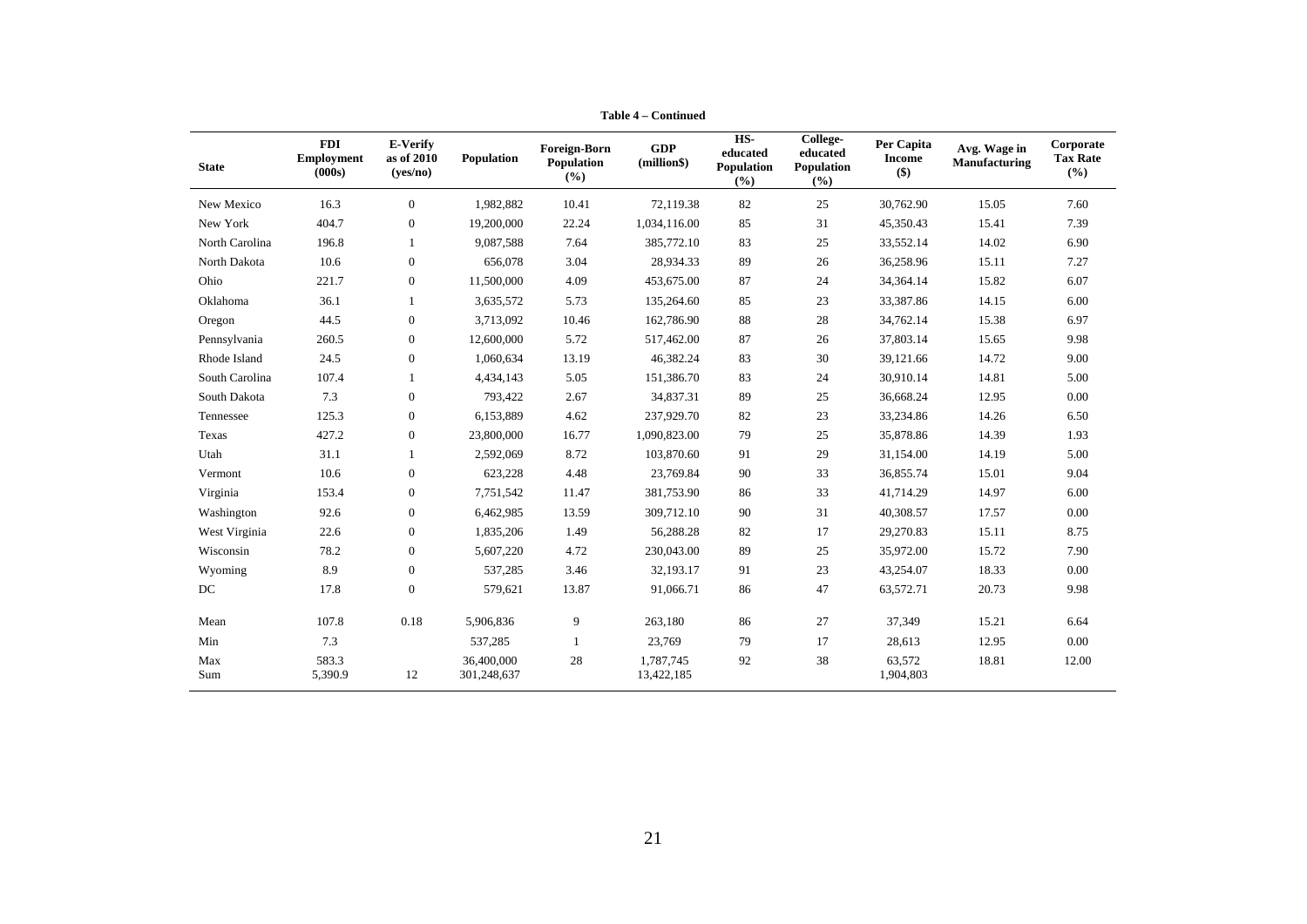**Table 4 – Continued**

| State | FDI Employment (000s) | E-Verify as of 2010 (yes/no) | Population | Foreign-Born Population (%) | GDP (million$) | HS-educated Population (%) | College-educated Population (%) | Per Capita Income ($) | Avg. Wage in Manufacturing | Corporate Tax Rate (%) |
|---|---|---|---|---|---|---|---|---|---|---|
| New Mexico | 16.3 | 0 | 1,982,882 | 10.41 | 72,119.38 | 82 | 25 | 30,762.90 | 15.05 | 7.60 |
| New York | 404.7 | 0 | 19,200,000 | 22.24 | 1,034,116.00 | 85 | 31 | 45,350.43 | 15.41 | 7.39 |
| North Carolina | 196.8 | 1 | 9,087,588 | 7.64 | 385,772.10 | 83 | 25 | 33,552.14 | 14.02 | 6.90 |
| North Dakota | 10.6 | 0 | 656,078 | 3.04 | 28,934.33 | 89 | 26 | 36,258.96 | 15.11 | 7.27 |
| Ohio | 221.7 | 0 | 11,500,000 | 4.09 | 453,675.00 | 87 | 24 | 34,364.14 | 15.82 | 6.07 |
| Oklahoma | 36.1 | 1 | 3,635,572 | 5.73 | 135,264.60 | 85 | 23 | 33,387.86 | 14.15 | 6.00 |
| Oregon | 44.5 | 0 | 3,713,092 | 10.46 | 162,786.90 | 88 | 28 | 34,762.14 | 15.38 | 6.97 |
| Pennsylvania | 260.5 | 0 | 12,600,000 | 5.72 | 517,462.00 | 87 | 26 | 37,803.14 | 15.65 | 9.98 |
| Rhode Island | 24.5 | 0 | 1,060,634 | 13.19 | 46,382.24 | 83 | 30 | 39,121.66 | 14.72 | 9.00 |
| South Carolina | 107.4 | 1 | 4,434,143 | 5.05 | 151,386.70 | 83 | 24 | 30,910.14 | 14.81 | 5.00 |
| South Dakota | 7.3 | 0 | 793,422 | 2.67 | 34,837.31 | 89 | 25 | 36,668.24 | 12.95 | 0.00 |
| Tennessee | 125.3 | 0 | 6,153,889 | 4.62 | 237,929.70 | 82 | 23 | 33,234.86 | 14.26 | 6.50 |
| Texas | 427.2 | 0 | 23,800,000 | 16.77 | 1,090,823.00 | 79 | 25 | 35,878.86 | 14.39 | 1.93 |
| Utah | 31.1 | 1 | 2,592,069 | 8.72 | 103,870.60 | 91 | 29 | 31,154.00 | 14.19 | 5.00 |
| Vermont | 10.6 | 0 | 623,228 | 4.48 | 23,769.84 | 90 | 33 | 36,855.74 | 15.01 | 9.04 |
| Virginia | 153.4 | 0 | 7,751,542 | 11.47 | 381,753.90 | 86 | 33 | 41,714.29 | 14.97 | 6.00 |
| Washington | 92.6 | 0 | 6,462,985 | 13.59 | 309,712.10 | 90 | 31 | 40,308.57 | 17.57 | 0.00 |
| West Virginia | 22.6 | 0 | 1,835,206 | 1.49 | 56,288.28 | 82 | 17 | 29,270.83 | 15.11 | 8.75 |
| Wisconsin | 78.2 | 0 | 5,607,220 | 4.72 | 230,043.00 | 89 | 25 | 35,972.00 | 15.72 | 7.90 |
| Wyoming | 8.9 | 0 | 537,285 | 3.46 | 32,193.17 | 91 | 23 | 43,254.07 | 18.33 | 0.00 |
| DC | 17.8 | 0 | 579,621 | 13.87 | 91,066.71 | 86 | 47 | 63,572.71 | 20.73 | 9.98 |
| Mean | 107.8 | 0.18 | 5,906,836 | 9 | 263,180 | 86 | 27 | 37,349 | 15.21 | 6.64 |
| Min | 7.3 | | 537,285 | 1 | 23,769 | 79 | 17 | 28,613 | 12.95 | 0.00 |
| Max | 583.3 | | 36,400,000 | 28 | 1,787,745 | 92 | 38 | 63,572 | 18.81 | 12.00 |
| Sum | 5,390.9 | 12 | 301,248,637 | | 13,422,185 | | | 1,904,803 | | |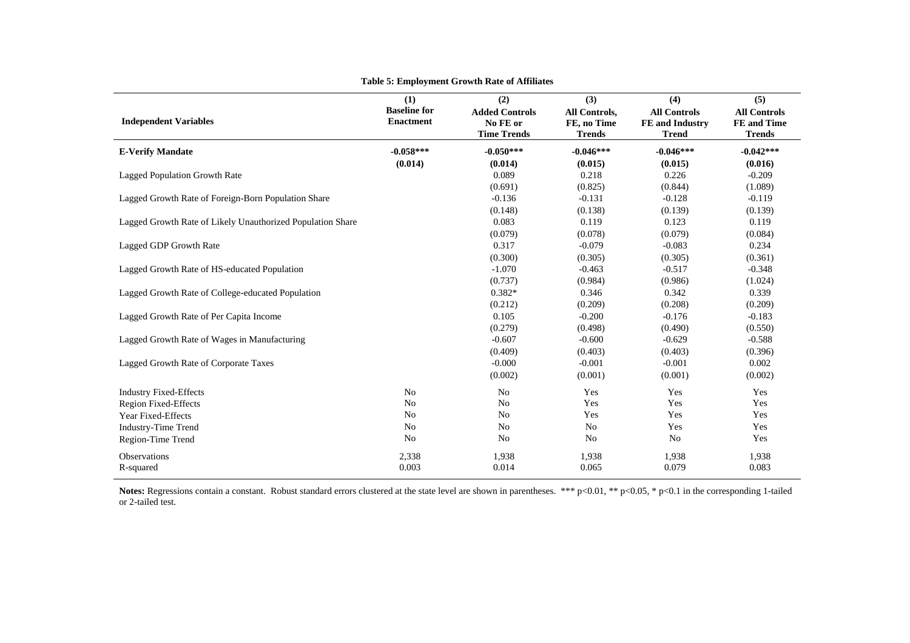**Table 5: Employment Growth Rate of Affiliates**

| Independent Variables | (1) Baseline for Enactment | (2) Added Controls No FE or Time Trends | (3) All Controls, FE, no Time Trends | (4) All Controls FE and Industry Trend | (5) All Controls FE and Time Trends |
|---|---|---|---|---|---|
| **E-Verify Mandate** | **-0.058***\*** | **-0.050***\*** | **-0.046***\*** | **-0.046***\*** | **-0.042***\*** |
| | **(0.014)** | **(0.014)** | **(0.015)** | **(0.015)** | **(0.016)** |
| Lagged Population Growth Rate | | 0.089 | 0.218 | 0.226 | -0.209 |
| | | (0.691) | (0.825) | (0.844) | (1.089) |
| Lagged Growth Rate of Foreign-Born Population Share | | -0.136 | -0.131 | -0.128 | -0.119 |
| | | (0.148) | (0.138) | (0.139) | (0.139) |
| Lagged Growth Rate of Likely Unauthorized Population Share | | 0.083 | 0.119 | 0.123 | 0.119 |
| | | (0.079) | (0.078) | (0.079) | (0.084) |
| Lagged GDP Growth Rate | | 0.317 | -0.079 | -0.083 | 0.234 |
| | | (0.300) | (0.305) | (0.305) | (0.361) |
| Lagged Growth Rate of HS-educated Population | | -1.070 | -0.463 | -0.517 | -0.348 |
| | | (0.737) | (0.984) | (0.986) | (1.024) |
| Lagged Growth Rate of College-educated Population | | 0.382* | 0.346 | 0.342 | 0.339 |
| | | (0.212) | (0.209) | (0.208) | (0.209) |
| Lagged Growth Rate of Per Capita Income | | 0.105 | -0.200 | -0.176 | -0.183 |
| | | (0.279) | (0.498) | (0.490) | (0.550) |
| Lagged Growth Rate of Wages in Manufacturing | | -0.607 | -0.600 | -0.629 | -0.588 |
| | | (0.409) | (0.403) | (0.403) | (0.396) |
| Lagged Growth Rate of Corporate Taxes | | -0.000 | -0.001 | -0.001 | 0.002 |
| | | (0.002) | (0.001) | (0.001) | (0.002) |
| Industry Fixed-Effects | No | No | Yes | Yes | Yes |
| Region Fixed-Effects | No | No | Yes | Yes | Yes |
| Year Fixed-Effects | No | No | Yes | Yes | Yes |
| Industry-Time Trend | No | No | No | Yes | Yes |
| Region-Time Trend | No | No | No | No | Yes |
| Observations | 2,338 | 1,938 | 1,938 | 1,938 | 1,938 |
| R-squared | 0.003 | 0.014 | 0.065 | 0.079 | 0.083 |

**Notes:** Regressions contain a constant. Robust standard errors clustered at the state level are shown in parentheses. *** p<0.01, ** p<0.05, * p<0.1 in the corresponding 1-tailed or 2-tailed test.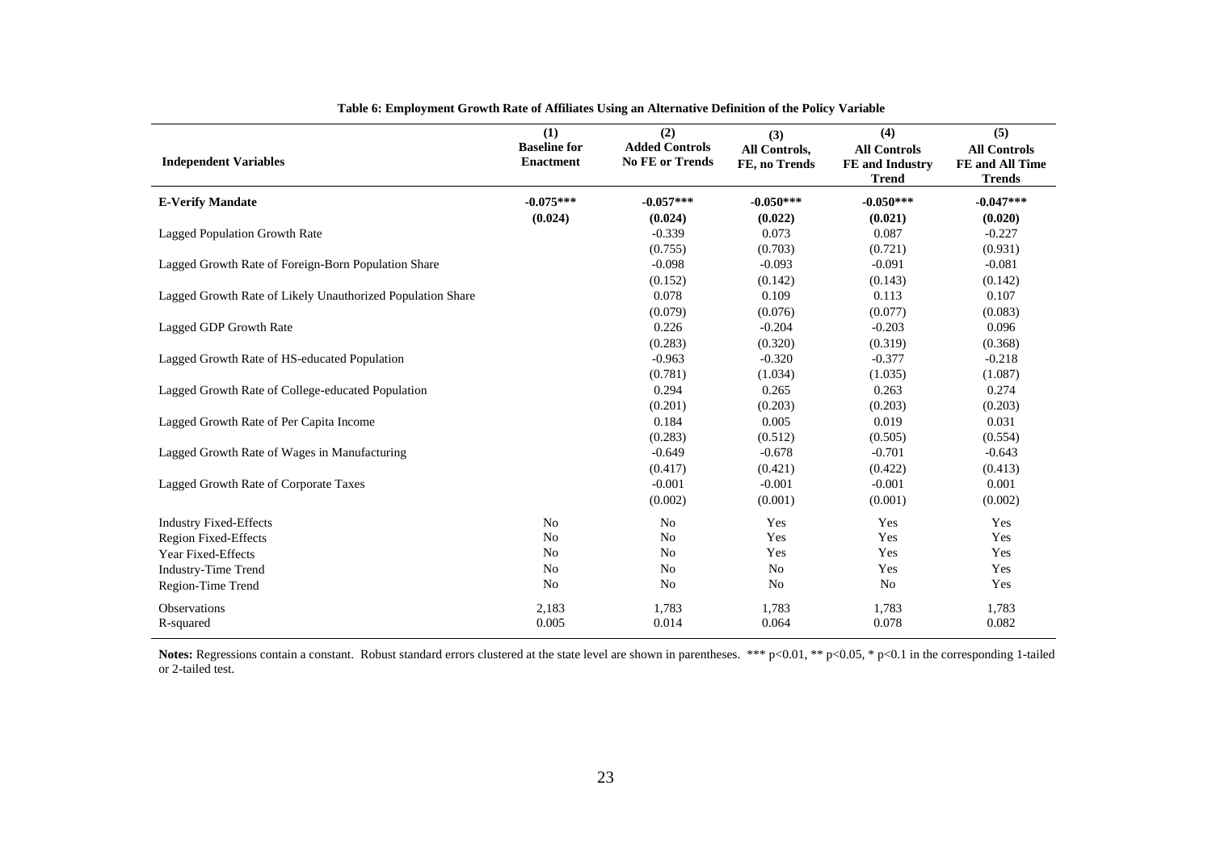**Table 6: Employment Growth Rate of Affiliates Using an Alternative Definition of the Policy Variable**

| Independent Variables | (1) Baseline for Enactment | (2) Added Controls No FE or Trends | (3) All Controls, FE, no Trends | (4) All Controls FE and Industry Trend | (5) All Controls FE and All Time Trends |
|---|---|---|---|---|---|
| **E-Verify Mandate** | **-0.075*****<br>**(0.024)** | **-0.057*****<br>**(0.024)** | **-0.050*****<br>**(0.022)** | **-0.050*****<br>**(0.021)** | **-0.047*****<br>**(0.020)** |
| Lagged Population Growth Rate | | -0.339<br>(0.755) | 0.073<br>(0.703) | 0.087<br>(0.721) | -0.227<br>(0.931) |
| Lagged Growth Rate of Foreign-Born Population Share | | -0.098<br>(0.152) | -0.093<br>(0.142) | -0.091<br>(0.143) | -0.081<br>(0.142) |
| Lagged Growth Rate of Likely Unauthorized Population Share | | 0.078<br>(0.079) | 0.109<br>(0.076) | 0.113<br>(0.077) | 0.107<br>(0.083) |
| Lagged GDP Growth Rate | | 0.226<br>(0.283) | -0.204<br>(0.320) | -0.203<br>(0.319) | 0.096<br>(0.368) |
| Lagged Growth Rate of HS-educated Population | | -0.963<br>(0.781) | -0.320<br>(1.034) | -0.377<br>(1.035) | -0.218<br>(1.087) |
| Lagged Growth Rate of College-educated Population | | 0.294<br>(0.201) | 0.265<br>(0.203) | 0.263<br>(0.203) | 0.274<br>(0.203) |
| Lagged Growth Rate of Per Capita Income | | 0.184<br>(0.283) | 0.005<br>(0.512) | 0.019<br>(0.505) | 0.031<br>(0.554) |
| Lagged Growth Rate of Wages in Manufacturing | | -0.649<br>(0.417) | -0.678<br>(0.421) | -0.701<br>(0.422) | -0.643<br>(0.413) |
| Lagged Growth Rate of Corporate Taxes | | -0.001<br>(0.002) | -0.001<br>(0.001) | -0.001<br>(0.001) | 0.001<br>(0.002) |
| Industry Fixed-Effects | No | No | Yes | Yes | Yes |
| Region Fixed-Effects | No | No | Yes | Yes | Yes |
| Year Fixed-Effects | No | No | Yes | Yes | Yes |
| Industry-Time Trend | No | No | No | Yes | Yes |
| Region-Time Trend | No | No | No | No | Yes |
| Observations | 2,183 | 1,783 | 1,783 | 1,783 | 1,783 |
| R-squared | 0.005 | 0.014 | 0.064 | 0.078 | 0.082 |

**Notes:** Regressions contain a constant. Robust standard errors clustered at the state level are shown in parentheses. *** p<0.01, ** p<0.05, * p<0.1 in the corresponding 1-tailed or 2-tailed test.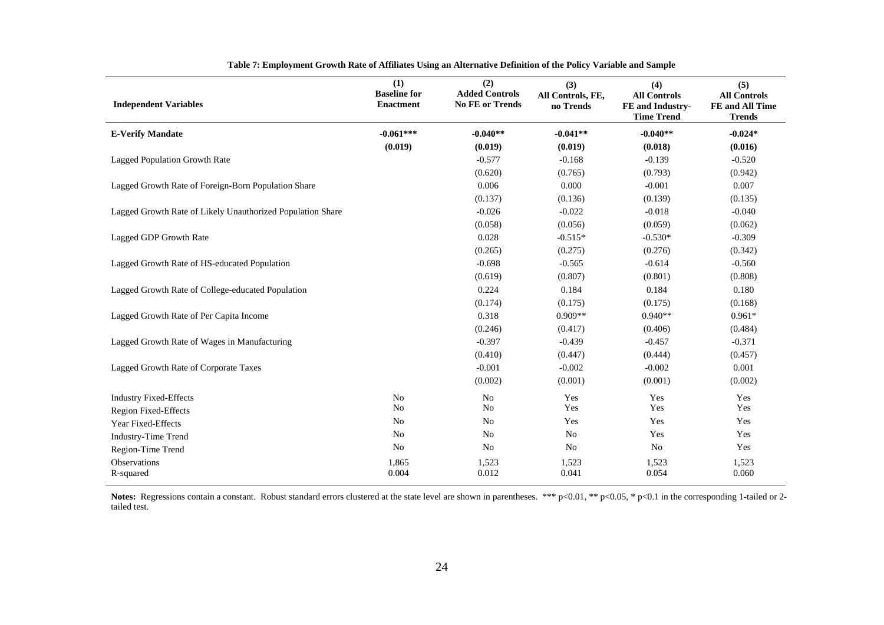**Table 7: Employment Growth Rate of Affiliates Using an Alternative Definition of the Policy Variable and Sample**

| Independent Variables | (1) Baseline for Enactment | (2) Added Controls No FE or Trends | (3) All Controls, FE, no Trends | (4) All Controls FE and Industry-Time Trend | (5) All Controls FE and All Time Trends |
|---|---|---|---|---|---|
| **E-Verify Mandate** | **-0.061*** ** | **-0.040** ** | **-0.041** ** | **-0.040** ** | **-0.024*** |
| | **(0.019)** | **(0.019)** | **(0.019)** | **(0.018)** | **(0.016)** |
| Lagged Population Growth Rate | | -0.577 | -0.168 | -0.139 | -0.520 |
| | | (0.620) | (0.765) | (0.793) | (0.942) |
| Lagged Growth Rate of Foreign-Born Population Share | | 0.006 | 0.000 | -0.001 | 0.007 |
| | | (0.137) | (0.136) | (0.139) | (0.135) |
| Lagged Growth Rate of Likely Unauthorized Population Share | | -0.026 | -0.022 | -0.018 | -0.040 |
| | | (0.058) | (0.056) | (0.059) | (0.062) |
| Lagged GDP Growth Rate | | 0.028 | -0.515* | -0.530* | -0.309 |
| | | (0.265) | (0.275) | (0.276) | (0.342) |
| Lagged Growth Rate of HS-educated Population | | -0.698 | -0.565 | -0.614 | -0.560 |
| | | (0.619) | (0.807) | (0.801) | (0.808) |
| Lagged Growth Rate of College-educated Population | | 0.224 | 0.184 | 0.184 | 0.180 |
| | | (0.174) | (0.175) | (0.175) | (0.168) |
| Lagged Growth Rate of Per Capita Income | | 0.318 | 0.909** | 0.940** | 0.961* |
| | | (0.246) | (0.417) | (0.406) | (0.484) |
| Lagged Growth Rate of Wages in Manufacturing | | -0.397 | -0.439 | -0.457 | -0.371 |
| | | (0.410) | (0.447) | (0.444) | (0.457) |
| Lagged Growth Rate of Corporate Taxes | | -0.001 | -0.002 | -0.002 | 0.001 |
| | | (0.002) | (0.001) | (0.001) | (0.002) |
| Industry Fixed-Effects | No | No | Yes | Yes | Yes |
| Region Fixed-Effects | No | No | Yes | Yes | Yes |
| Year Fixed-Effects | No | No | Yes | Yes | Yes |
| Industry-Time Trend | No | No | No | Yes | Yes |
| Region-Time Trend | No | No | No | No | Yes |
| Observations | 1,865 | 1,523 | 1,523 | 1,523 | 1,523 |
| R-squared | 0.004 | 0.012 | 0.041 | 0.054 | 0.060 |

**Notes:** Regressions contain a constant. Robust standard errors clustered at the state level are shown in parentheses. *** p<0.01, ** p<0.05, * p<0.1 in the corresponding 1-tailed or 2-tailed test.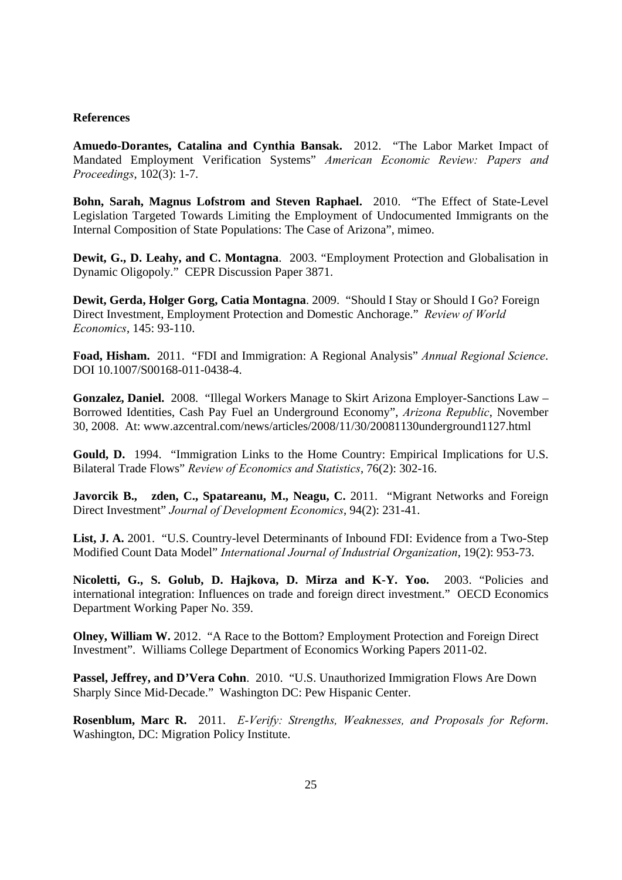**References**

**Amuedo-Dorantes, Catalina and Cynthia Bansak.** 2012. "The Labor Market Impact of Mandated Employment Verification Systems" *American Economic Review: Papers and Proceedings*, 102(3): 1-7.

**Bohn, Sarah, Magnus Lofstrom and Steven Raphael.** 2010. "The Effect of State-Level Legislation Targeted Towards Limiting the Employment of Undocumented Immigrants on the Internal Composition of State Populations: The Case of Arizona", mimeo.

**Dewit, G., D. Leahy, and C. Montagna**. 2003. "Employment Protection and Globalisation in Dynamic Oligopoly." CEPR Discussion Paper 3871.

**Dewit, Gerda, Holger Gorg, Catia Montagna**. 2009. "Should I Stay or Should I Go? Foreign Direct Investment, Employment Protection and Domestic Anchorage." *Review of World Economics*, 145: 93-110.

**Foad, Hisham.** 2011. "FDI and Immigration: A Regional Analysis" *Annual Regional Science*. DOI 10.1007/S00168-011-0438-4.

**Gonzalez, Daniel.** 2008. "Illegal Workers Manage to Skirt Arizona Employer-Sanctions Law – Borrowed Identities, Cash Pay Fuel an Underground Economy", *Arizona Republic*, November 30, 2008. At: www.azcentral.com/news/articles/2008/11/30/20081130underground1127.html

**Gould, D.** 1994. "Immigration Links to the Home Country: Empirical Implications for U.S. Bilateral Trade Flows" *Review of Economics and Statistics*, 76(2): 302-16.

**Javorcik B., zden, C., Spatareanu, M., Neagu, C.** 2011. "Migrant Networks and Foreign Direct Investment" *Journal of Development Economics*, 94(2): 231-41.

**List, J. A.** 2001. "U.S. Country-level Determinants of Inbound FDI: Evidence from a Two-Step Modified Count Data Model" *International Journal of Industrial Organization*, 19(2): 953-73.

**Nicoletti, G., S. Golub, D. Hajkova, D. Mirza and K-Y. Yoo.** 2003. "Policies and international integration: Influences on trade and foreign direct investment." OECD Economics Department Working Paper No. 359.

**Olney, William W.** 2012. "A Race to the Bottom? Employment Protection and Foreign Direct Investment". Williams College Department of Economics Working Papers 2011-02.

**Passel, Jeffrey, and D'Vera Cohn**. 2010. "U.S. Unauthorized Immigration Flows Are Down Sharply Since Mid-Decade." Washington DC: Pew Hispanic Center.

**Rosenblum, Marc R.** 2011. *E-Verify: Strengths, Weaknesses, and Proposals for Reform*. Washington, DC: Migration Policy Institute.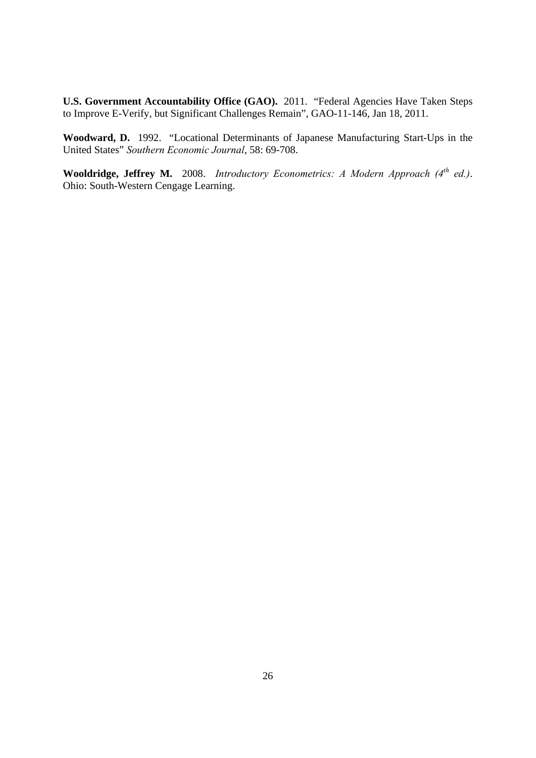**U.S. Government Accountability Office (GAO).** 2011. "Federal Agencies Have Taken Steps to Improve E-Verify, but Significant Challenges Remain", GAO-11-146, Jan 18, 2011.

**Woodward, D.** 1992. "Locational Determinants of Japanese Manufacturing Start-Ups in the United States" *Southern Economic Journal*, 58: 69-708.

**Wooldridge, Jeffrey M.** 2008. *Introductory Econometrics: A Modern Approach (4th ed.)*. Ohio: South-Western Cengage Learning.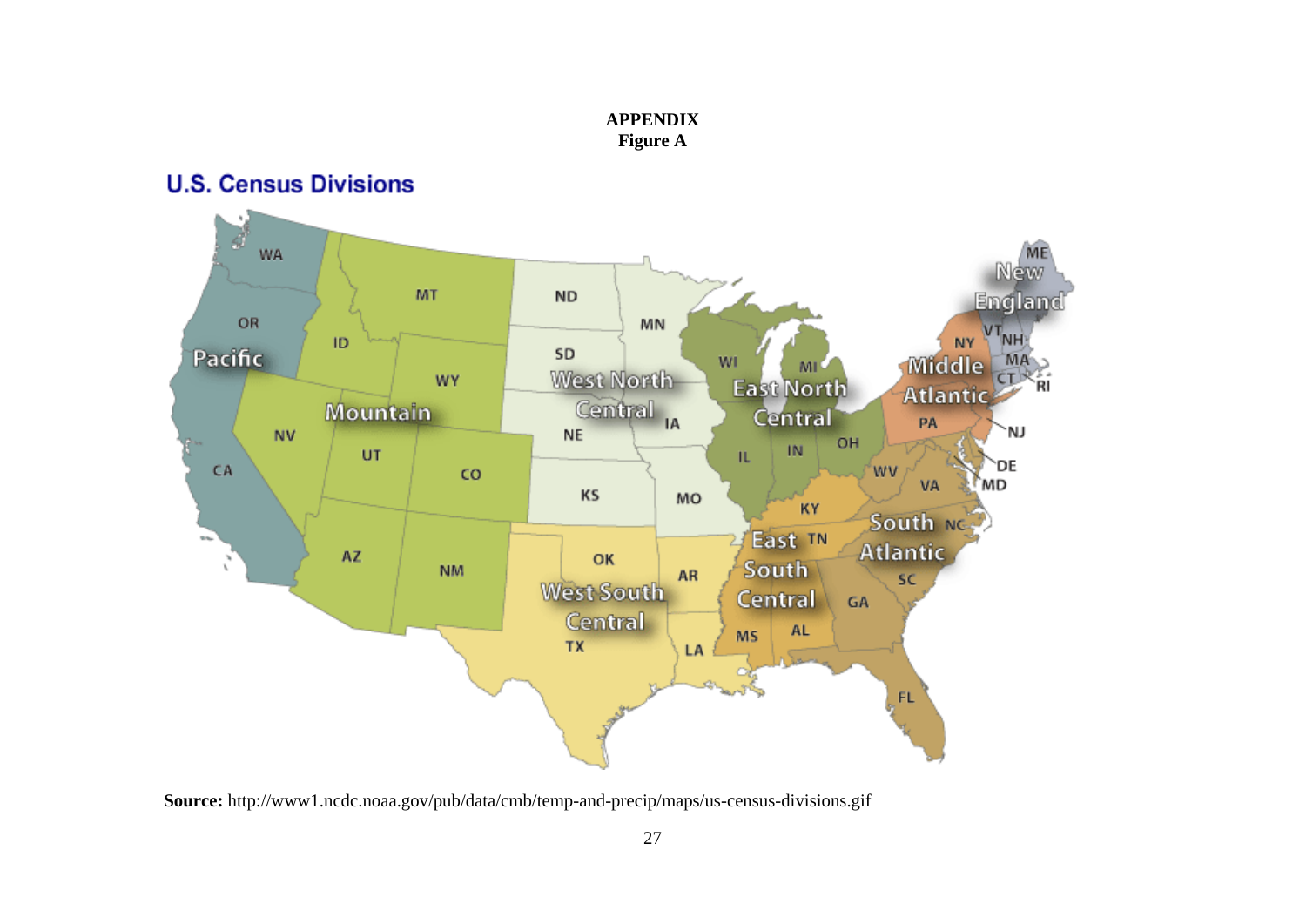**APPENDIX**
**Figure A**

## U.S. Census Divisions

**Source:** http://www1.ncdc.noaa.gov/pub/data/cmb/temp-and-precip/maps/us-census-divisions.gif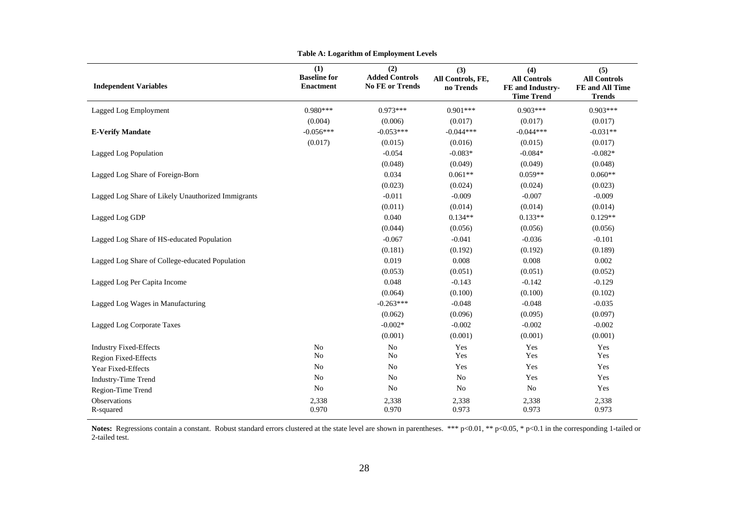**Table A: Logarithm of Employment Levels**

| Independent Variables | (1) Baseline for Enactment | (2) Added Controls No FE or Trends | (3) All Controls, FE, no Trends | (4) All Controls FE and Industry-Time Trend | (5) All Controls FE and All Time Trends |
|---|---|---|---|---|---|
| Lagged Log Employment | 0.980*** | 0.973*** | 0.901*** | 0.903*** | 0.903*** |
| | (0.004) | (0.006) | (0.017) | (0.017) | (0.017) |
| **E-Verify Mandate** | -0.056*** | -0.053*** | -0.044*** | -0.044*** | -0.031** |
| | (0.017) | (0.015) | (0.016) | (0.015) | (0.017) |
| Lagged Log Population | | -0.054 | -0.083* | -0.084* | -0.082* |
| | | (0.048) | (0.049) | (0.049) | (0.048) |
| Lagged Log Share of Foreign-Born | | 0.034 | 0.061** | 0.059** | 0.060** |
| | | (0.023) | (0.024) | (0.024) | (0.023) |
| Lagged Log Share of Likely Unauthorized Immigrants | | -0.011 | -0.009 | -0.007 | -0.009 |
| | | (0.011) | (0.014) | (0.014) | (0.014) |
| Lagged Log GDP | | 0.040 | 0.134** | 0.133** | 0.129** |
| | | (0.044) | (0.056) | (0.056) | (0.056) |
| Lagged Log Share of HS-educated Population | | -0.067 | -0.041 | -0.036 | -0.101 |
| | | (0.181) | (0.192) | (0.192) | (0.189) |
| Lagged Log Share of College-educated Population | | 0.019 | 0.008 | 0.008 | 0.002 |
| | | (0.053) | (0.051) | (0.051) | (0.052) |
| Lagged Log Per Capita Income | | 0.048 | -0.143 | -0.142 | -0.129 |
| | | (0.064) | (0.100) | (0.100) | (0.102) |
| Lagged Log Wages in Manufacturing | | -0.263*** | -0.048 | -0.048 | -0.035 |
| | | (0.062) | (0.096) | (0.095) | (0.097) |
| Lagged Log Corporate Taxes | | -0.002* | -0.002 | -0.002 | -0.002 |
| | | (0.001) | (0.001) | (0.001) | (0.001) |
| Industry Fixed-Effects | No | No | Yes | Yes | Yes |
| Region Fixed-Effects | No | No | Yes | Yes | Yes |
| Year Fixed-Effects | No | No | Yes | Yes | Yes |
| Industry-Time Trend | No | No | No | Yes | Yes |
| Region-Time Trend | No | No | No | No | Yes |
| Observations | 2,338 | 2,338 | 2,338 | 2,338 | 2,338 |
| R-squared | 0.970 | 0.970 | 0.973 | 0.973 | 0.973 |

**Notes:** Regressions contain a constant. Robust standard errors clustered at the state level are shown in parentheses. *** p<0.01, ** p<0.05, * p<0.1 in the corresponding 1-tailed or 2-tailed test.